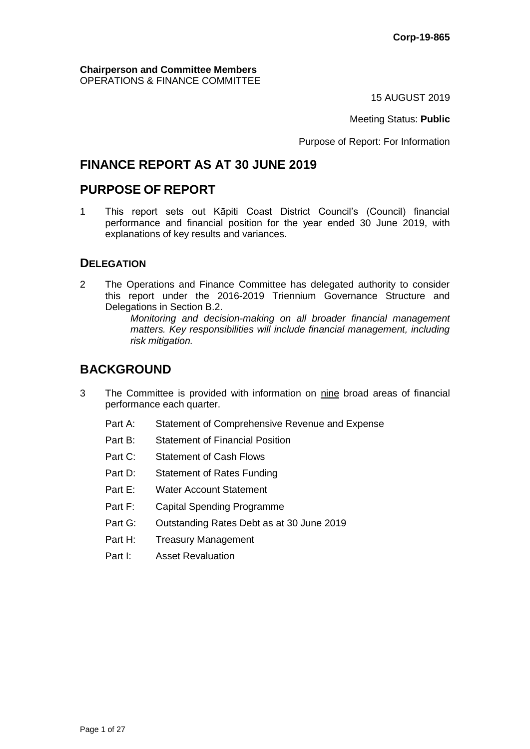**Corp-19-865**

**Chairperson and Committee Members**
OPERATIONS & FINANCE COMMITTEE

15 AUGUST 2019

Meeting Status: **Public**

Purpose of Report: For Information

# FINANCE REPORT AS AT 30 JUNE 2019

# PURPOSE OF REPORT

1 This report sets out Kāpiti Coast District Council's (Council) financial performance and financial position for the year ended 30 June 2019, with explanations of key results and variances.

## DELEGATION

2 The Operations and Finance Committee has delegated authority to consider this report under the 2016-2019 Triennium Governance Structure and Delegations in Section B.2.

> *Monitoring and decision-making on all broader financial management matters. Key responsibilities will include financial management, including risk mitigation.*

# BACKGROUND

3 The Committee is provided with information on <u>nine</u> broad areas of financial performance each quarter.

- Part A: Statement of Comprehensive Revenue and Expense
- Part B: Statement of Financial Position
- Part C: Statement of Cash Flows
- Part D: Statement of Rates Funding
- Part E: Water Account Statement
- Part F: Capital Spending Programme
- Part G: Outstanding Rates Debt as at 30 June 2019
- Part H: Treasury Management
- Part I: Asset Revaluation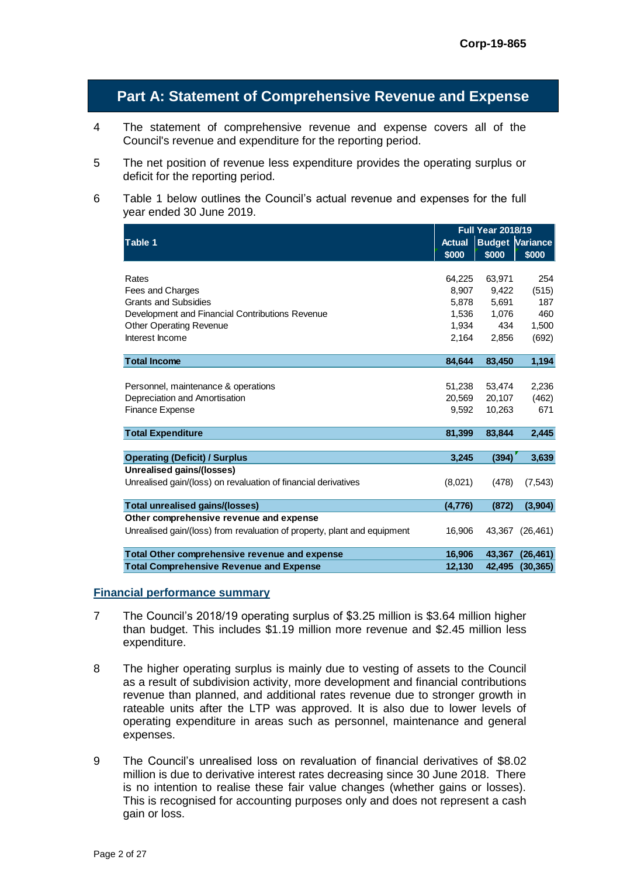Corp-19-865

## Part A: Statement of Comprehensive Revenue and Expense

4 The statement of comprehensive revenue and expense covers all of the Council's revenue and expenditure for the reporting period.

5 The net position of revenue less expenditure provides the operating surplus or deficit for the reporting period.

6 Table 1 below outlines the Council's actual revenue and expenses for the full year ended 30 June 2019.

| Table 1 | Full Year 2018/19 | | |
|---|---|---|---|
| | Actual $000 | Budget $000 | Variance $000 |
| Rates | 64,225 | 63,971 | 254 |
| Fees and Charges | 8,907 | 9,422 | (515) |
| Grants and Subsidies | 5,878 | 5,691 | 187 |
| Development and Financial Contributions Revenue | 1,536 | 1,076 | 460 |
| Other Operating Revenue | 1,934 | 434 | 1,500 |
| Interest Income | 2,164 | 2,856 | (692) |
| **Total Income** | **84,644** | **83,450** | **1,194** |
| Personnel, maintenance & operations | 51,238 | 53,474 | 2,236 |
| Depreciation and Amortisation | 20,569 | 20,107 | (462) |
| Finance Expense | 9,592 | 10,263 | 671 |
| **Total Expenditure** | **81,399** | **83,844** | **2,445** |
| **Operating (Deficit) / Surplus** | **3,245** | **(394)** | **3,639** |
| **Unrealised gains/(losses)** | | | |
| Unrealised gain/(loss) on revaluation of financial derivatives | (8,021) | (478) | (7,543) |
| **Total unrealised gains/(losses)** | **(4,776)** | **(872)** | **(3,904)** |
| **Other comprehensive revenue and expense** | | | |
| Unrealised gain/(loss) from revaluation of property, plant and equipment | 16,906 | 43,367 | (26,461) |
| **Total Other comprehensive revenue and expense** | **16,906** | **43,367** | **(26,461)** |
| **Total Comprehensive Revenue and Expense** | **12,130** | **42,495** | **(30,365)** |

### Financial performance summary

7 The Council's 2018/19 operating surplus of $3.25 million is $3.64 million higher than budget. This includes $1.19 million more revenue and $2.45 million less expenditure.

8 The higher operating surplus is mainly due to vesting of assets to the Council as a result of subdivision activity, more development and financial contributions revenue than planned, and additional rates revenue due to stronger growth in rateable units after the LTP was approved. It is also due to lower levels of operating expenditure in areas such as personnel, maintenance and general expenses.

9 The Council's unrealised loss on revaluation of financial derivatives of $8.02 million is due to derivative interest rates decreasing since 30 June 2018. There is no intention to realise these fair value changes (whether gains or losses). This is recognised for accounting purposes only and does not represent a cash gain or loss.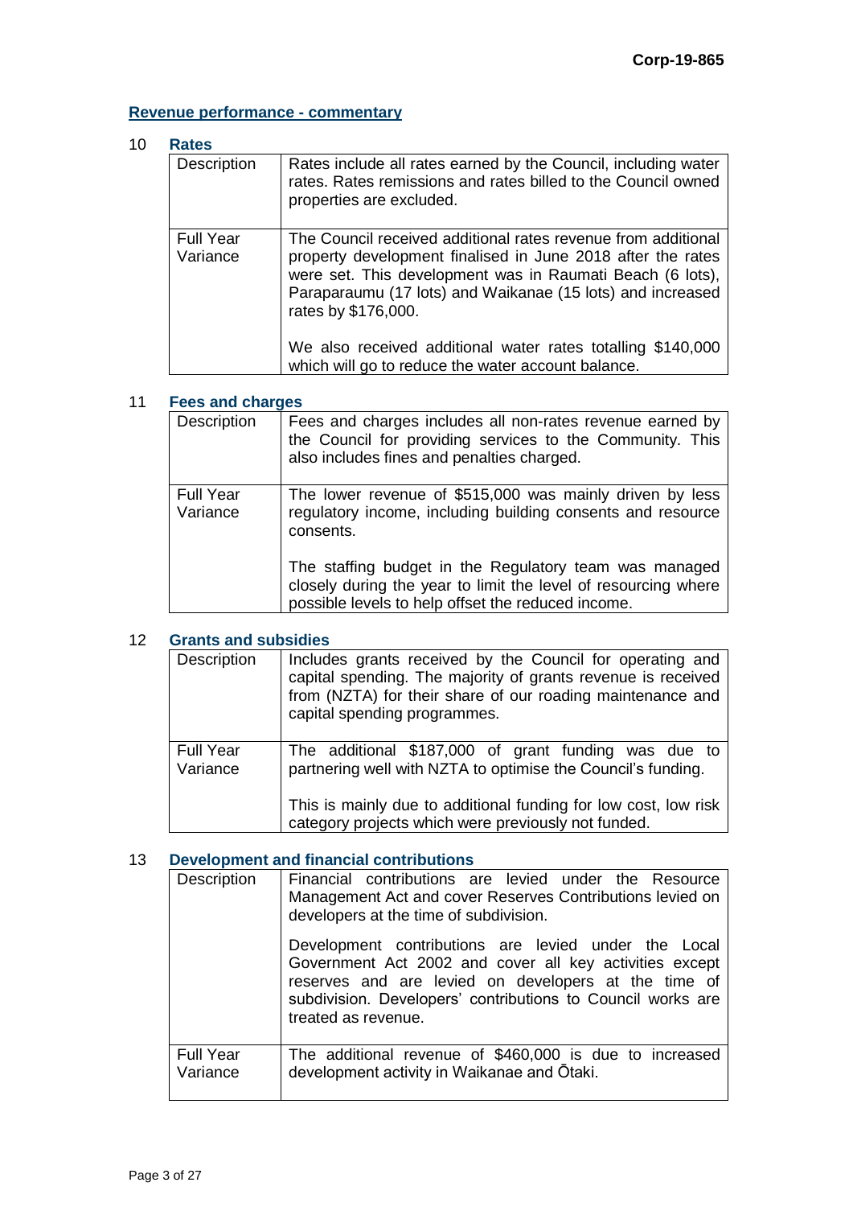Corp-19-865

## Revenue performance - commentary

### 10 Rates

| Description | Rates include all rates earned by the Council, including water rates. Rates remissions and rates billed to the Council owned properties are excluded. |
|---|---|
| Full Year Variance | The Council received additional rates revenue from additional property development finalised in June 2018 after the rates were set. This development was in Raumati Beach (6 lots), Paraparaumu (17 lots) and Waikanae (15 lots) and increased rates by $176,000.<br><br>We also received additional water rates totalling $140,000 which will go to reduce the water account balance. |

### 11 Fees and charges

| Description | Fees and charges includes all non-rates revenue earned by the Council for providing services to the Community. This also includes fines and penalties charged. |
|---|---|
| Full Year Variance | The lower revenue of $515,000 was mainly driven by less regulatory income, including building consents and resource consents.<br><br>The staffing budget in the Regulatory team was managed closely during the year to limit the level of resourcing where possible levels to help offset the reduced income. |

### 12 Grants and subsidies

| Description | Includes grants received by the Council for operating and capital spending. The majority of grants revenue is received from (NZTA) for their share of our roading maintenance and capital spending programmes. |
|---|---|
| Full Year Variance | The additional $187,000 of grant funding was due to partnering well with NZTA to optimise the Council's funding.<br><br>This is mainly due to additional funding for low cost, low risk category projects which were previously not funded. |

### 13 Development and financial contributions

| Description | Financial contributions are levied under the Resource Management Act and cover Reserves Contributions levied on developers at the time of subdivision.<br><br>Development contributions are levied under the Local Government Act 2002 and cover all key activities except reserves and are levied on developers at the time of subdivision. Developers' contributions to Council works are treated as revenue. |
|---|---|
| Full Year Variance | The additional revenue of $460,000 is due to increased development activity in Waikanae and Ōtaki. |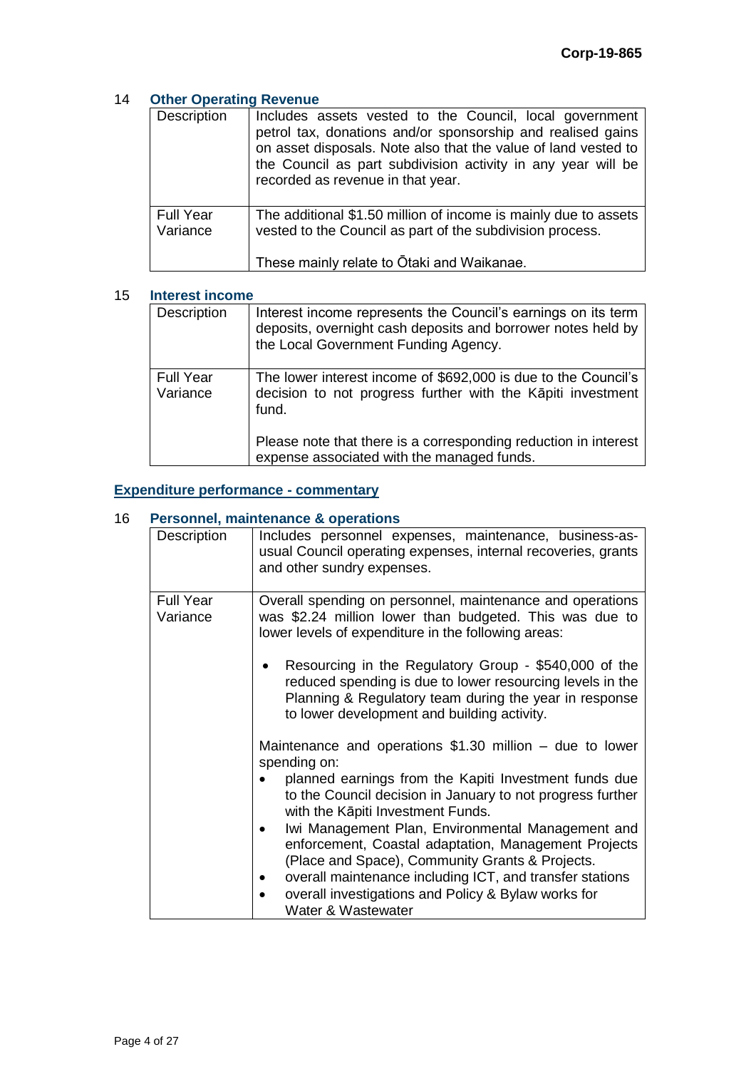## 14 Other Operating Revenue

| | |
|---|---|
| Description | Includes assets vested to the Council, local government petrol tax, donations and/or sponsorship and realised gains on asset disposals. Note also that the value of land vested to the Council as part subdivision activity in any year will be recorded as revenue in that year. |
| Full Year Variance | The additional \$1.50 million of income is mainly due to assets vested to the Council as part of the subdivision process.<br><br>These mainly relate to Ōtaki and Waikanae. |

## 15 Interest income

| | |
|---|---|
| Description | Interest income represents the Council's earnings on its term deposits, overnight cash deposits and borrower notes held by the Local Government Funding Agency. |
| Full Year Variance | The lower interest income of \$692,000 is due to the Council's decision to not progress further with the Kāpiti investment fund.<br><br>Please note that there is a corresponding reduction in interest expense associated with the managed funds. |

## Expenditure performance - commentary

## 16 Personnel, maintenance & operations

| | |
|---|---|
| Description | Includes personnel expenses, maintenance, business-as-usual Council operating expenses, internal recoveries, grants and other sundry expenses. |
| Full Year Variance | Overall spending on personnel, maintenance and operations was \$2.24 million lower than budgeted. This was due to lower levels of expenditure in the following areas:<br><br>• Resourcing in the Regulatory Group - \$540,000 of the reduced spending is due to lower resourcing levels in the Planning & Regulatory team during the year in response to lower development and building activity.<br><br>Maintenance and operations \$1.30 million – due to lower spending on:<br>• planned earnings from the Kapiti Investment funds due to the Council decision in January to not progress further with the Kāpiti Investment Funds.<br>• Iwi Management Plan, Environmental Management and enforcement, Coastal adaptation, Management Projects (Place and Space), Community Grants & Projects.<br>• overall maintenance including ICT, and transfer stations<br>• overall investigations and Policy & Bylaw works for Water & Wastewater |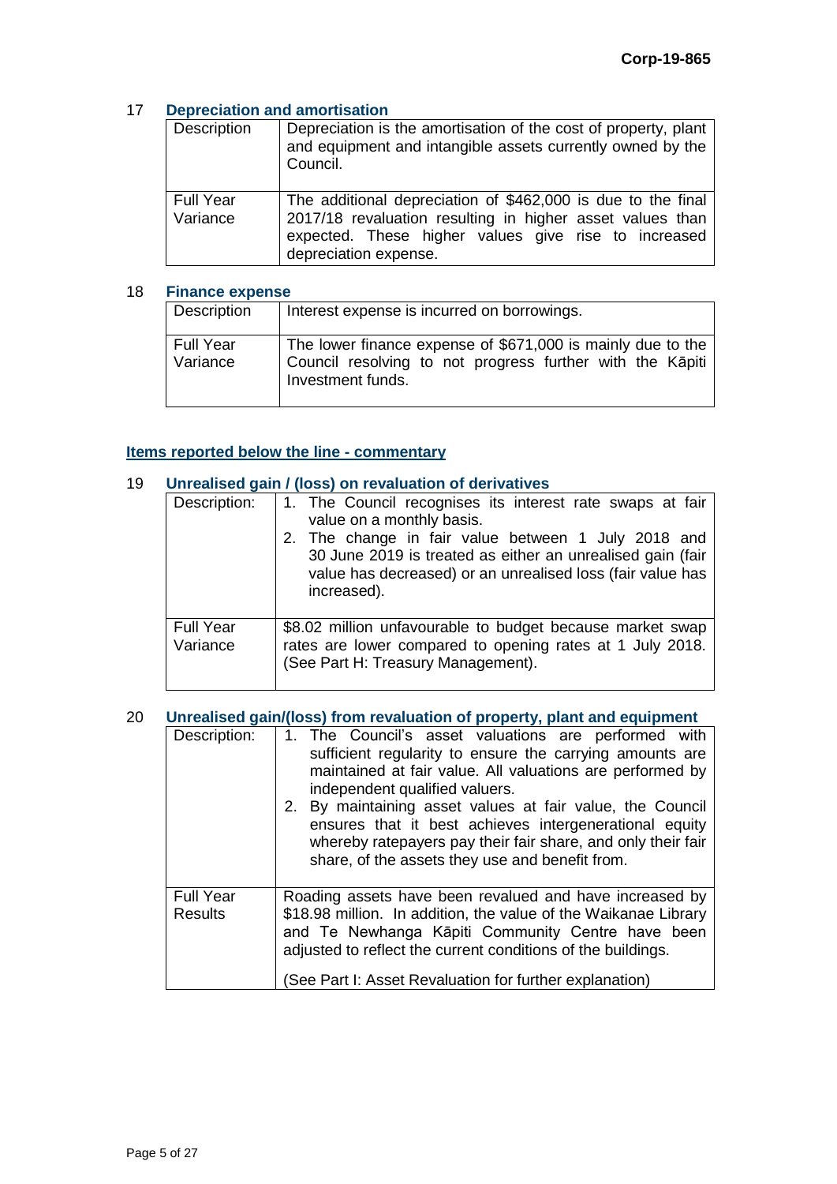Corp-19-865

## 17 Depreciation and amortisation

| | |
|---|---|
| Description | Depreciation is the amortisation of the cost of property, plant and equipment and intangible assets currently owned by the Council. |
| Full Year Variance | The additional depreciation of $462,000 is due to the final 2017/18 revaluation resulting in higher asset values than expected. These higher values give rise to increased depreciation expense. |

## 18 Finance expense

| | |
|---|---|
| Description | Interest expense is incurred on borrowings. |
| Full Year Variance | The lower finance expense of $671,000 is mainly due to the Council resolving to not progress further with the Kāpiti Investment funds. |

## Items reported below the line - commentary

## 19 Unrealised gain / (loss) on revaluation of derivatives

| | |
|---|---|
| Description: | 1. The Council recognises its interest rate swaps at fair value on a monthly basis.<br>2. The change in fair value between 1 July 2018 and 30 June 2019 is treated as either an unrealised gain (fair value has decreased) or an unrealised loss (fair value has increased). |
| Full Year Variance | $8.02 million unfavourable to budget because market swap rates are lower compared to opening rates at 1 July 2018. (See Part H: Treasury Management). |

## 20 Unrealised gain/(loss) from revaluation of property, plant and equipment

| | |
|---|---|
| Description: | 1. The Council's asset valuations are performed with sufficient regularity to ensure the carrying amounts are maintained at fair value. All valuations are performed by independent qualified valuers.<br>2. By maintaining asset values at fair value, the Council ensures that it best achieves intergenerational equity whereby ratepayers pay their fair share, and only their fair share, of the assets they use and benefit from. |
| Full Year Results | Roading assets have been revalued and have increased by $18.98 million. In addition, the value of the Waikanae Library and Te Newhanga Kāpiti Community Centre have been adjusted to reflect the current conditions of the buildings.<br><br>(See Part I: Asset Revaluation for further explanation) |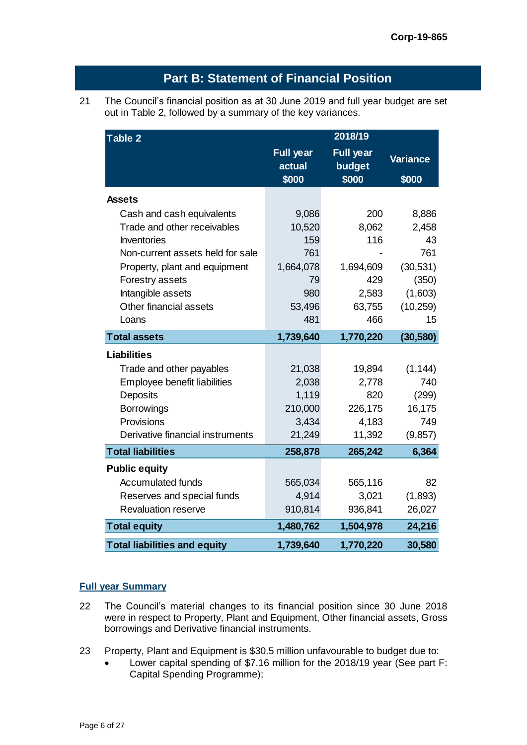Corp-19-865

## Part B: Statement of Financial Position

21 The Council's financial position as at 30 June 2019 and full year budget are set out in Table 2, followed by a summary of the key variances.

| Table 2 | 2018/19 | | |
|---|---|---|---|
| | Full year actual $000 | Full year budget $000 | Variance $000 |
| **Assets** | | | |
| Cash and cash equivalents | 9,086 | 200 | 8,886 |
| Trade and other receivables | 10,520 | 8,062 | 2,458 |
| Inventories | 159 | 116 | 43 |
| Non-current assets held for sale | 761 | - | 761 |
| Property, plant and equipment | 1,664,078 | 1,694,609 | (30,531) |
| Forestry assets | 79 | 429 | (350) |
| Intangible assets | 980 | 2,583 | (1,603) |
| Other financial assets | 53,496 | 63,755 | (10,259) |
| Loans | 481 | 466 | 15 |
| **Total assets** | **1,739,640** | **1,770,220** | **(30,580)** |
| **Liabilities** | | | |
| Trade and other payables | 21,038 | 19,894 | (1,144) |
| Employee benefit liabilities | 2,038 | 2,778 | 740 |
| Deposits | 1,119 | 820 | (299) |
| Borrowings | 210,000 | 226,175 | 16,175 |
| Provisions | 3,434 | 4,183 | 749 |
| Derivative financial instruments | 21,249 | 11,392 | (9,857) |
| **Total liabilities** | **258,878** | **265,242** | **6,364** |
| **Public equity** | | | |
| Accumulated funds | 565,034 | 565,116 | 82 |
| Reserves and special funds | 4,914 | 3,021 | (1,893) |
| Revaluation reserve | 910,814 | 936,841 | 26,027 |
| **Total equity** | **1,480,762** | **1,504,978** | **24,216** |
| **Total liabilities and equity** | **1,739,640** | **1,770,220** | **30,580** |

### Full year Summary

22 The Council's material changes to its financial position since 30 June 2018 were in respect to Property, Plant and Equipment, Other financial assets, Gross borrowings and Derivative financial instruments.

23 Property, Plant and Equipment is $30.5 million unfavourable to budget due to:

- Lower capital spending of $7.16 million for the 2018/19 year (See part F: Capital Spending Programme);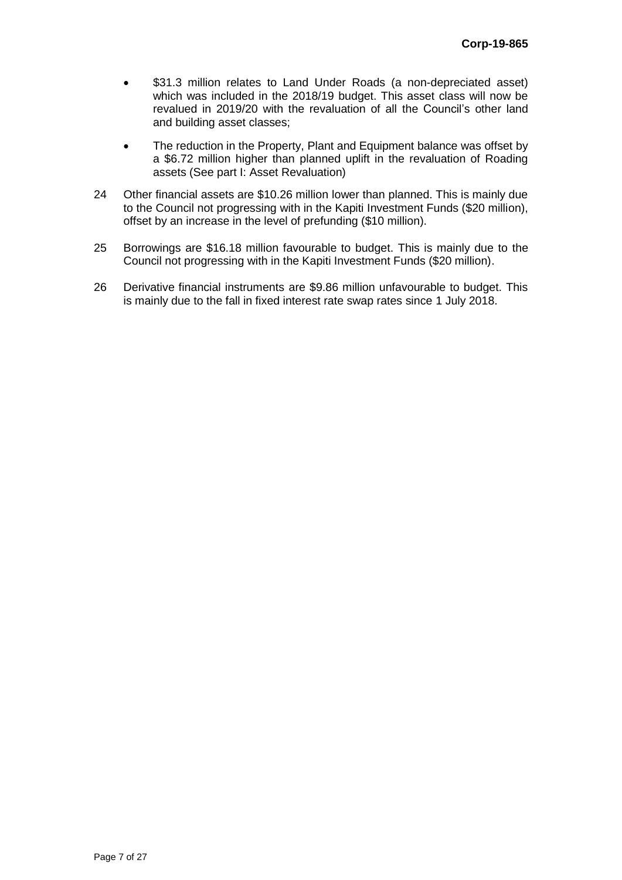- $31.3 million relates to Land Under Roads (a non-depreciated asset) which was included in the 2018/19 budget. This asset class will now be revalued in 2019/20 with the revaluation of all the Council's other land and building asset classes;

- The reduction in the Property, Plant and Equipment balance was offset by a $6.72 million higher than planned uplift in the revaluation of Roading assets (See part I: Asset Revaluation)

24 Other financial assets are $10.26 million lower than planned. This is mainly due to the Council not progressing with in the Kapiti Investment Funds ($20 million), offset by an increase in the level of prefunding ($10 million).

25 Borrowings are $16.18 million favourable to budget. This is mainly due to the Council not progressing with in the Kapiti Investment Funds ($20 million).

26 Derivative financial instruments are $9.86 million unfavourable to budget. This is mainly due to the fall in fixed interest rate swap rates since 1 July 2018.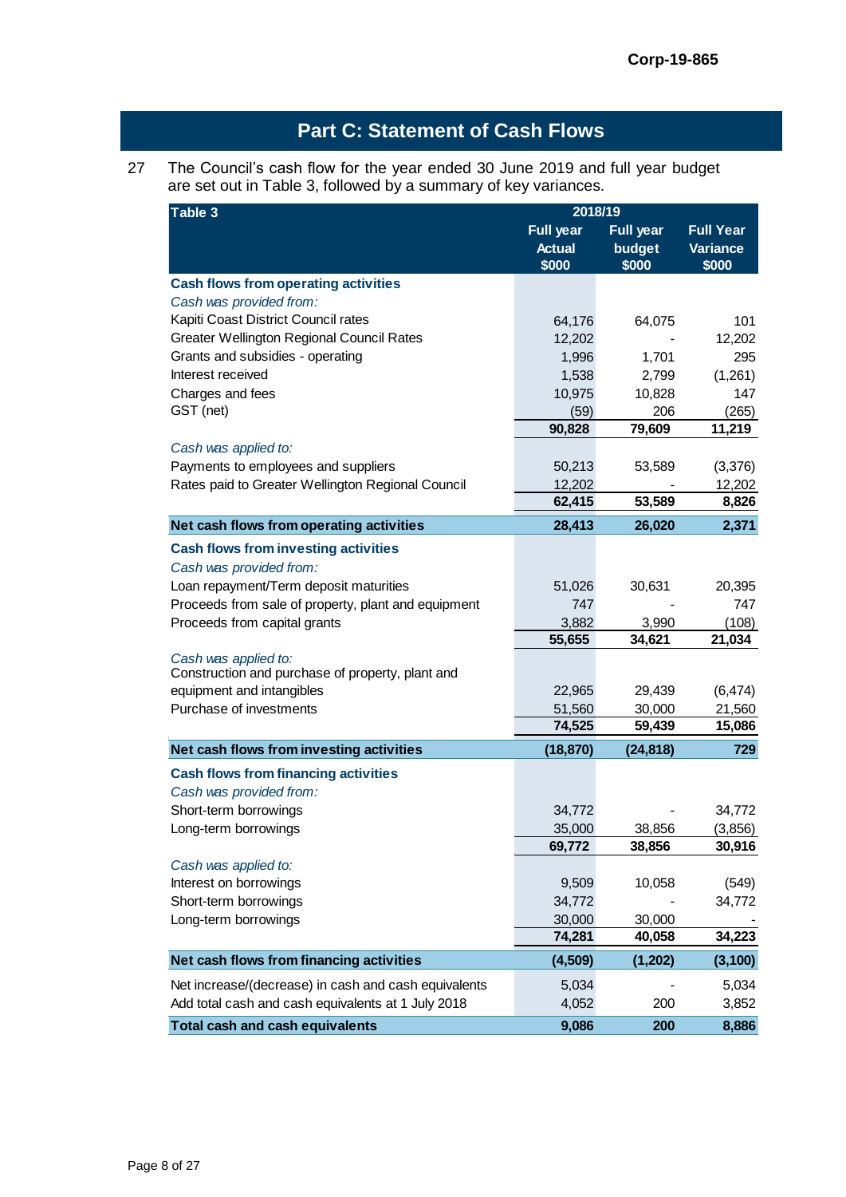Corp-19-865

## Part C: Statement of Cash Flows

27 The Council's cash flow for the year ended 30 June 2019 and full year budget are set out in Table 3, followed by a summary of key variances.

| Table 3 | 2018/19 | | |
|---|---|---|---|
| | Full year Actual $000 | Full year budget $000 | Full Year Variance $000 |
| **Cash flows from operating activities** | | | |
| *Cash was provided from:* | | | |
| Kapiti Coast District Council rates | 64,176 | 64,075 | 101 |
| Greater Wellington Regional Council Rates | 12,202 | - | 12,202 |
| Grants and subsidies - operating | 1,996 | 1,701 | 295 |
| Interest received | 1,538 | 2,799 | (1,261) |
| Charges and fees | 10,975 | 10,828 | 147 |
| GST (net) | (59) | 206 | (265) |
| | **90,828** | **79,609** | **11,219** |
| *Cash was applied to:* | | | |
| Payments to employees and suppliers | 50,213 | 53,589 | (3,376) |
| Rates paid to Greater Wellington Regional Council | 12,202 | - | 12,202 |
| | **62,415** | **53,589** | **8,826** |
| **Net cash flows from operating activities** | **28,413** | **26,020** | **2,371** |
| **Cash flows from investing activities** | | | |
| *Cash was provided from:* | | | |
| Loan repayment/Term deposit maturities | 51,026 | 30,631 | 20,395 |
| Proceeds from sale of property, plant and equipment | 747 | - | 747 |
| Proceeds from capital grants | 3,882 | 3,990 | (108) |
| | **55,655** | **34,621** | **21,034** |
| *Cash was applied to:* | | | |
| Construction and purchase of property, plant and equipment and intangibles | 22,965 | 29,439 | (6,474) |
| Purchase of investments | 51,560 | 30,000 | 21,560 |
| | **74,525** | **59,439** | **15,086** |
| **Net cash flows from investing activities** | **(18,870)** | **(24,818)** | **729** |
| **Cash flows from financing activities** | | | |
| *Cash was provided from:* | | | |
| Short-term borrowings | 34,772 | - | 34,772 |
| Long-term borrowings | 35,000 | 38,856 | (3,856) |
| | **69,772** | **38,856** | **30,916** |
| *Cash was applied to:* | | | |
| Interest on borrowings | 9,509 | 10,058 | (549) |
| Short-term borrowings | 34,772 | - | 34,772 |
| Long-term borrowings | 30,000 | 30,000 | - |
| | **74,281** | **40,058** | **34,223** |
| **Net cash flows from financing activities** | **(4,509)** | **(1,202)** | **(3,100)** |
| Net increase/(decrease) in cash and cash equivalents | 5,034 | - | 5,034 |
| Add total cash and cash equivalents at 1 July 2018 | 4,052 | 200 | 3,852 |
| **Total cash and cash equivalents** | **9,086** | **200** | **8,886** |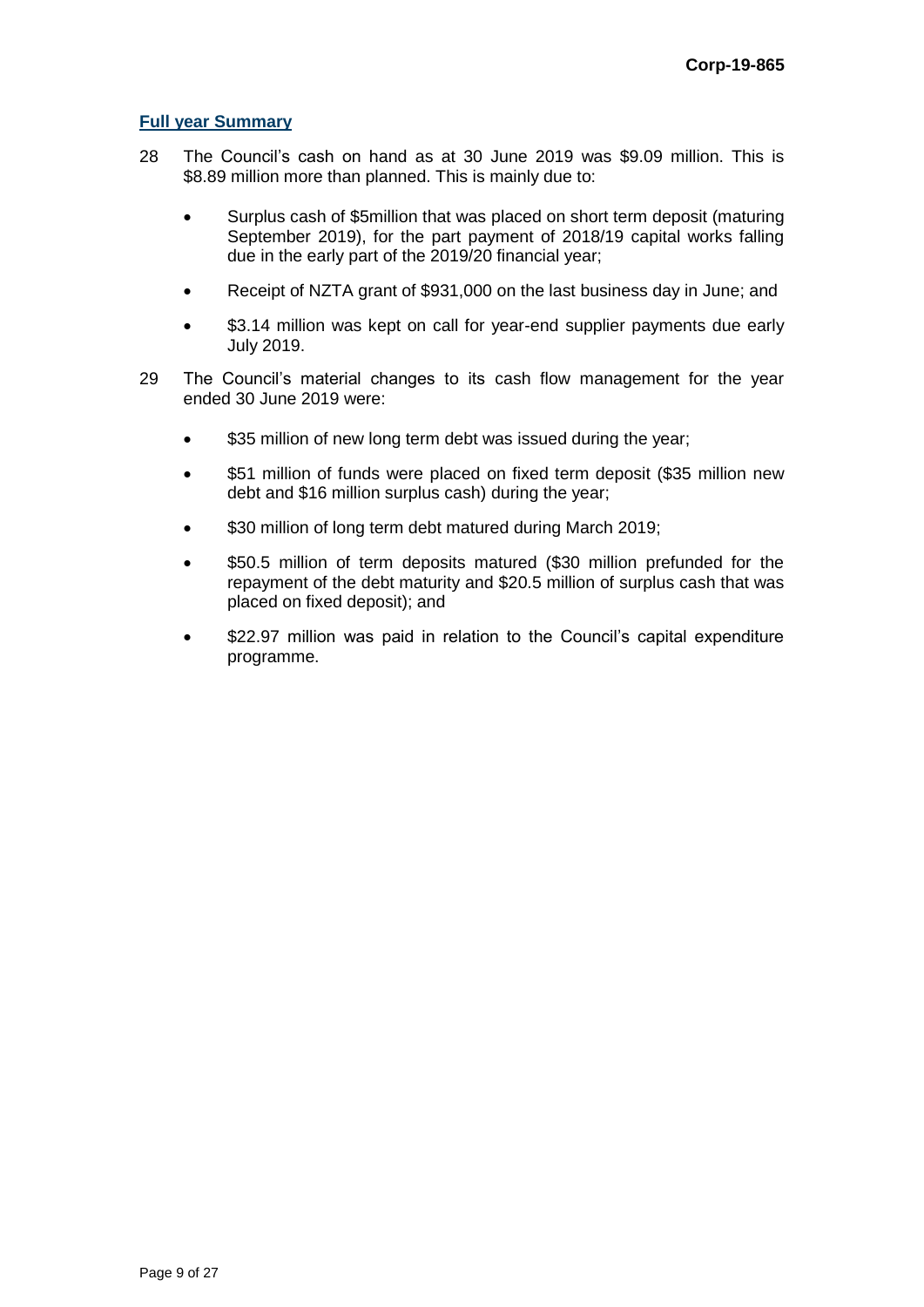**Full year Summary**

28 The Council's cash on hand as at 30 June 2019 was $9.09 million. This is $8.89 million more than planned. This is mainly due to:

- Surplus cash of $5million that was placed on short term deposit (maturing September 2019), for the part payment of 2018/19 capital works falling due in the early part of the 2019/20 financial year;
- Receipt of NZTA grant of $931,000 on the last business day in June; and
- $3.14 million was kept on call for year-end supplier payments due early July 2019.

29 The Council's material changes to its cash flow management for the year ended 30 June 2019 were:

- $35 million of new long term debt was issued during the year;
- $51 million of funds were placed on fixed term deposit ($35 million new debt and $16 million surplus cash) during the year;
- $30 million of long term debt matured during March 2019;
- $50.5 million of term deposits matured ($30 million prefunded for the repayment of the debt maturity and $20.5 million of surplus cash that was placed on fixed deposit); and
- $22.97 million was paid in relation to the Council's capital expenditure programme.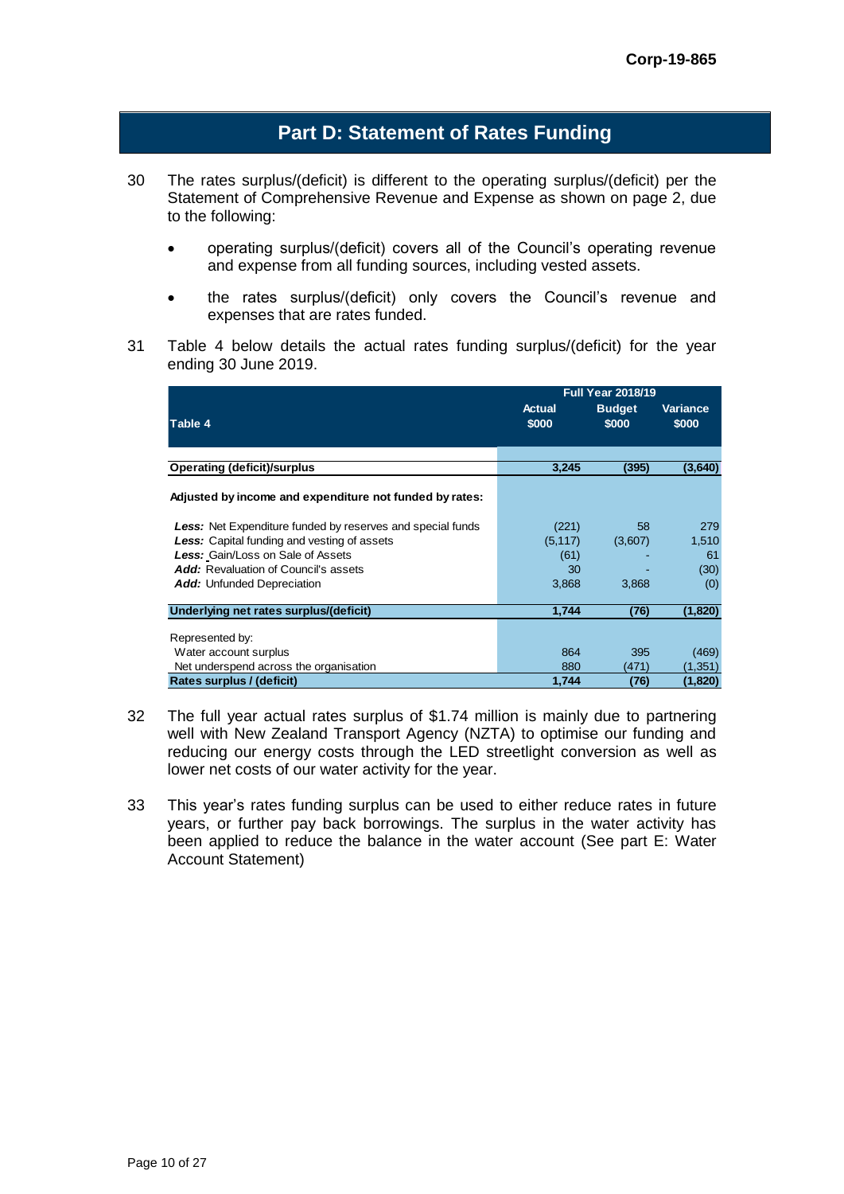# Part D: Statement of Rates Funding

30 The rates surplus/(deficit) is different to the operating surplus/(deficit) per the Statement of Comprehensive Revenue and Expense as shown on page 2, due to the following:

- operating surplus/(deficit) covers all of the Council's operating revenue and expense from all funding sources, including vested assets.
- the rates surplus/(deficit) only covers the Council's revenue and expenses that are rates funded.

31 Table 4 below details the actual rates funding surplus/(deficit) for the year ending 30 June 2019.

| Table 4 | Full Year 2018/19 Actual $000 | Budget $000 | Variance $000 |
|---|---|---|---|
| **Operating (deficit)/surplus** | **3,245** | **(395)** | **(3,640)** |
| **Adjusted by income and expenditure not funded by rates:** | | | |
| ***Less:*** Net Expenditure funded by reserves and special funds | (221) | 58 | 279 |
| ***Less:*** Capital funding and vesting of assets | (5,117) | (3,607) | 1,510 |
| ***Less:*** Gain/Loss on Sale of Assets | (61) | - | 61 |
| ***Add:*** Revaluation of Council's assets | 30 | - | (30) |
| ***Add:*** Unfunded Depreciation | 3,868 | 3,868 | (0) |
| **Underlying net rates surplus/(deficit)** | **1,744** | **(76)** | **(1,820)** |
| Represented by: | | | |
| Water account surplus | 864 | 395 | (469) |
| Net underspend across the organisation | 880 | (471) | (1,351) |
| **Rates surplus / (deficit)** | **1,744** | **(76)** | **(1,820)** |

32 The full year actual rates surplus of $1.74 million is mainly due to partnering well with New Zealand Transport Agency (NZTA) to optimise our funding and reducing our energy costs through the LED streetlight conversion as well as lower net costs of our water activity for the year.

33 This year's rates funding surplus can be used to either reduce rates in future years, or further pay back borrowings. The surplus in the water activity has been applied to reduce the balance in the water account (See part E: Water Account Statement)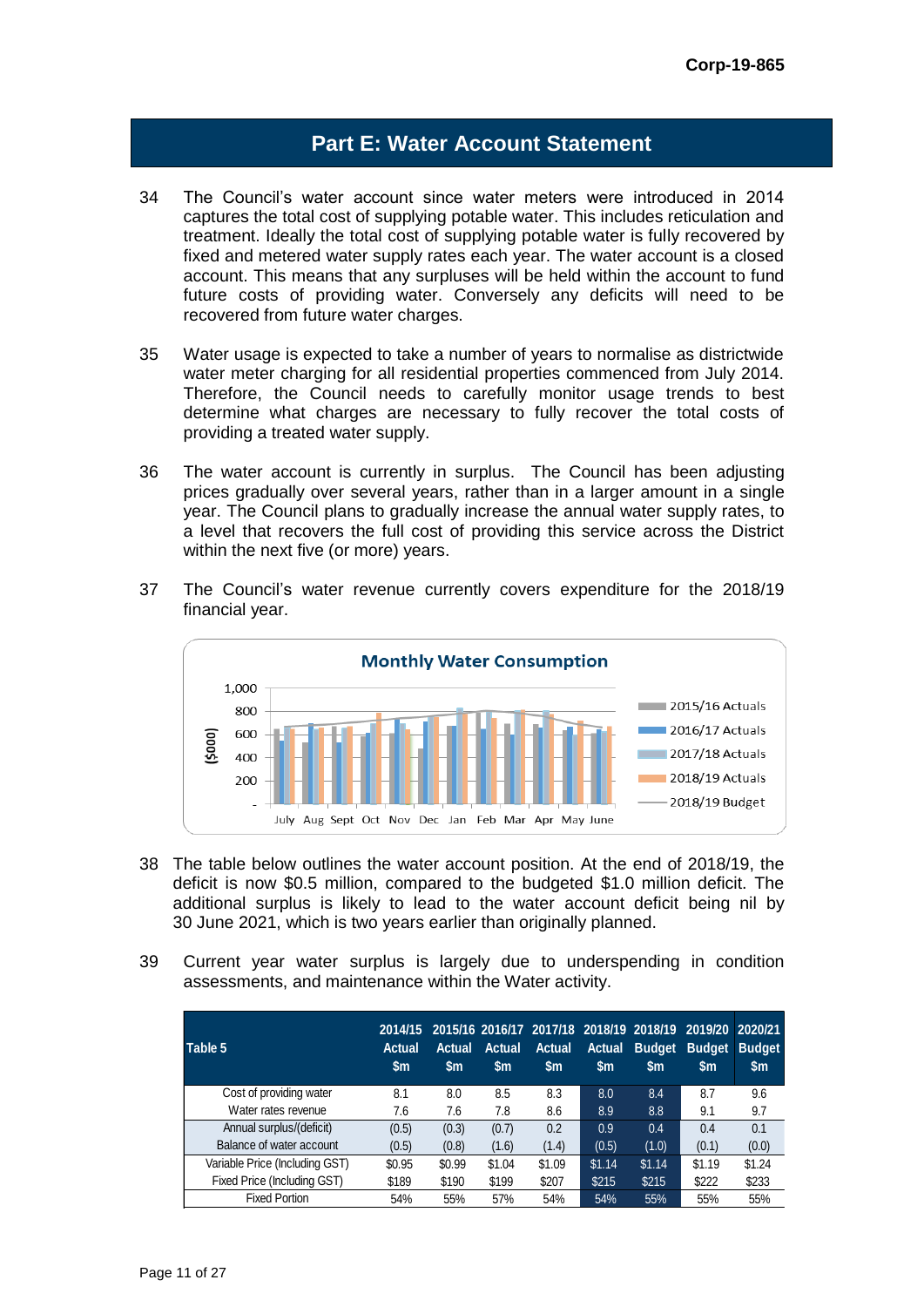# Part E: Water Account Statement

34 The Council's water account since water meters were introduced in 2014 captures the total cost of supplying potable water. This includes reticulation and treatment. Ideally the total cost of supplying potable water is fully recovered by fixed and metered water supply rates each year. The water account is a closed account. This means that any surpluses will be held within the account to fund future costs of providing water. Conversely any deficits will need to be recovered from future water charges.

35 Water usage is expected to take a number of years to normalise as districtwide water meter charging for all residential properties commenced from July 2014. Therefore, the Council needs to carefully monitor usage trends to best determine what charges are necessary to fully recover the total costs of providing a treated water supply.

36 The water account is currently in surplus. The Council has been adjusting prices gradually over several years, rather than in a larger amount in a single year. The Council plans to gradually increase the annual water supply rates, to a level that recovers the full cost of providing this service across the District within the next five (or more) years.

37 The Council's water revenue currently covers expenditure for the 2018/19 financial year.

**Monthly Water Consumption**

(Chart: ($000s), 0–1,000; months July–June; series: 2015/16 Actuals, 2016/17 Actuals, 2017/18 Actuals, 2018/19 Actuals, 2018/19 Budget)

38 The table below outlines the water account position. At the end of 2018/19, the deficit is now $0.5 million, compared to the budgeted $1.0 million deficit. The additional surplus is likely to lead to the water account deficit being nil by 30 June 2021, which is two years earlier than originally planned.

39 Current year water surplus is largely due to underspending in condition assessments, and maintenance within the Water activity.

| Table 5 | 2014/15 Actual $m | 2015/16 Actual $m | 2016/17 Actual $m | 2017/18 Actual $m | 2018/19 Actual $m | 2018/19 Budget $m | 2019/20 Budget $m | 2020/21 Budget $m |
|---|---|---|---|---|---|---|---|---|
| Cost of providing water | 8.1 | 8.0 | 8.5 | 8.3 | 8.0 | 8.4 | 8.7 | 9.6 |
| Water rates revenue | 7.6 | 7.6 | 7.8 | 8.6 | 8.9 | 8.8 | 9.1 | 9.7 |
| Annual surplus/(deficit) | (0.5) | (0.3) | (0.7) | 0.2 | 0.9 | 0.4 | 0.4 | 0.1 |
| Balance of water account | (0.5) | (0.8) | (1.6) | (1.4) | (0.5) | (1.0) | (0.1) | (0.0) |
| Variable Price (Including GST) | $0.95 | $0.99 | $1.04 | $1.09 | $1.14 | $1.14 | $1.19 | $1.24 |
| Fixed Price (Including GST) | $189 | $190 | $199 | $207 | $215 | $215 | $222 | $233 |
| Fixed Portion | 54% | 55% | 57% | 54% | 54% | 55% | 55% | 55% |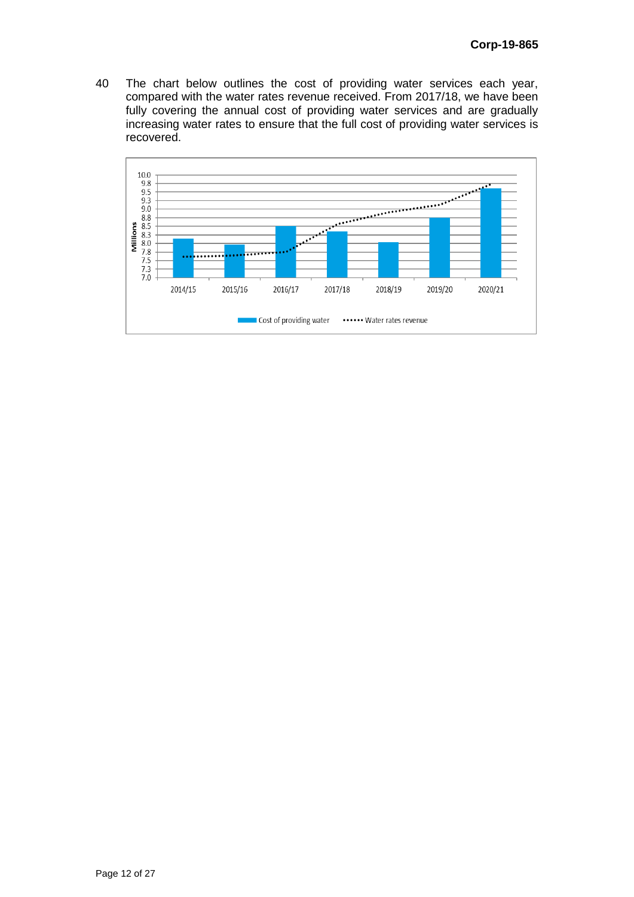40 The chart below outlines the cost of providing water services each year, compared with the water rates revenue received. From 2017/18, we have been fully covering the annual cost of providing water services and are gradually increasing water rates to ensure that the full cost of providing water services is recovered.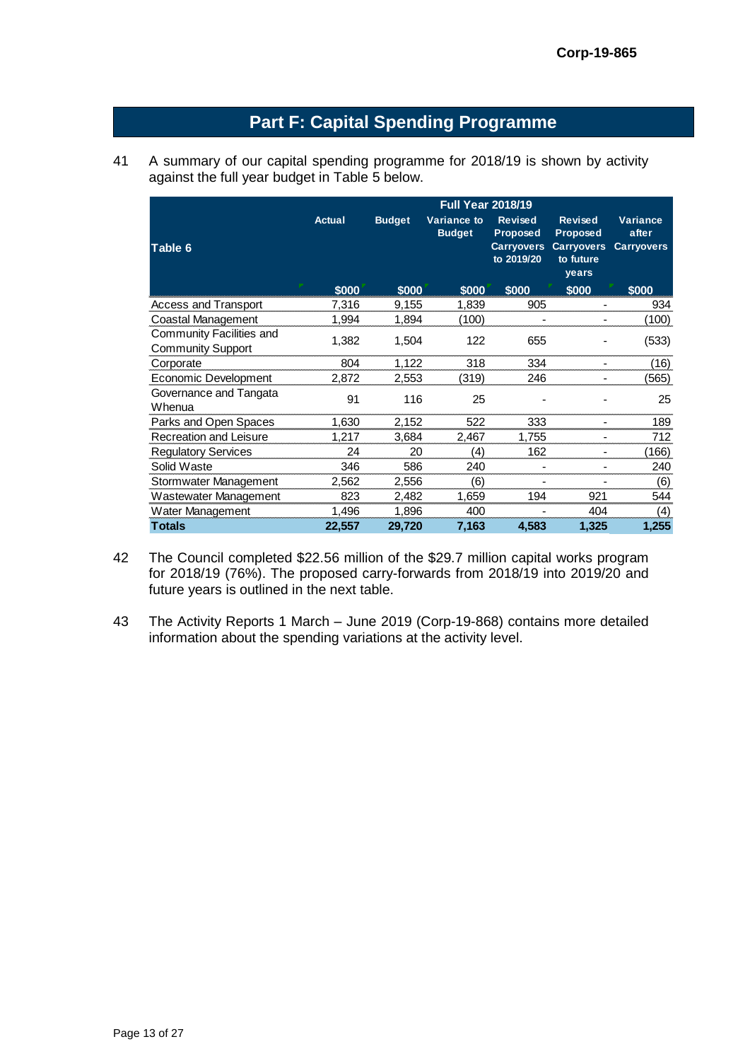Corp-19-865

# Part F: Capital Spending Programme

41 A summary of our capital spending programme for 2018/19 is shown by activity against the full year budget in Table 5 below.

| Table 6 | Full Year 2018/19 | | | | | |
|---|---|---|---|---|---|---|
| | Actual | Budget | Variance to Budget | Revised Proposed Carryovers to 2019/20 | Revised Proposed Carryovers to future years | Variance after Carryovers |
| | $000 | $000 | $000 | $000 | $000 | $000 |
| Access and Transport | 7,316 | 9,155 | 1,839 | 905 | - | 934 |
| Coastal Management | 1,994 | 1,894 | (100) | - | - | (100) |
| Community Facilities and Community Support | 1,382 | 1,504 | 122 | 655 | - | (533) |
| Corporate | 804 | 1,122 | 318 | 334 | - | (16) |
| Economic Development | 2,872 | 2,553 | (319) | 246 | - | (565) |
| Governance and Tangata Whenua | 91 | 116 | 25 | - | - | 25 |
| Parks and Open Spaces | 1,630 | 2,152 | 522 | 333 | - | 189 |
| Recreation and Leisure | 1,217 | 3,684 | 2,467 | 1,755 | - | 712 |
| Regulatory Services | 24 | 20 | (4) | 162 | - | (166) |
| Solid Waste | 346 | 586 | 240 | - | - | 240 |
| Stormwater Management | 2,562 | 2,556 | (6) | - | - | (6) |
| Wastewater Management | 823 | 2,482 | 1,659 | 194 | 921 | 544 |
| Water Management | 1,496 | 1,896 | 400 | - | 404 | (4) |
| **Totals** | **22,557** | **29,720** | **7,163** | **4,583** | **1,325** | **1,255** |

42 The Council completed $22.56 million of the $29.7 million capital works program for 2018/19 (76%). The proposed carry-forwards from 2018/19 into 2019/20 and future years is outlined in the next table.

43 The Activity Reports 1 March – June 2019 (Corp-19-868) contains more detailed information about the spending variations at the activity level.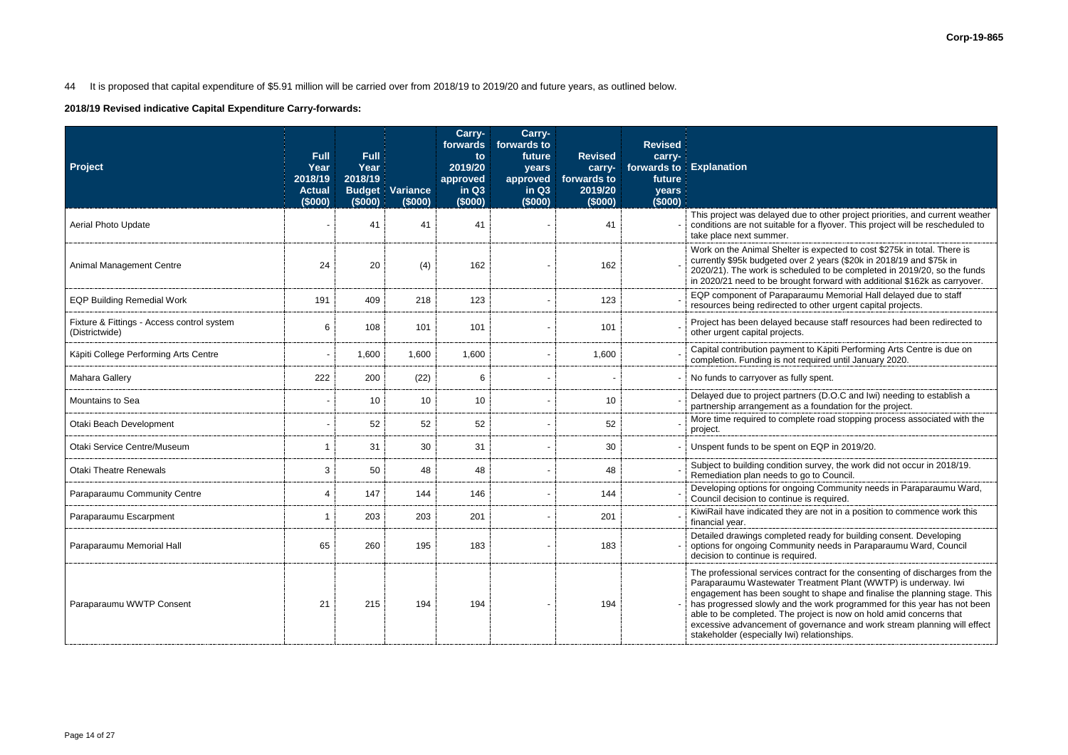44 It is proposed that capital expenditure of $5.91 million will be carried over from 2018/19 to 2019/20 and future years, as outlined below.

**2018/19 Revised indicative Capital Expenditure Carry-forwards:**

| Project | Full Year 2018/19 Actual ($000) | Full Year 2018/19 Budget ($000) | Variance ($000) | Carry-forwards to 2019/20 approved in Q3 ($000) | Carry-forwards to future years approved in Q3 ($000) | Revised carry-forwards to 2019/20 ($000) | Revised carry-forwards to future years ($000) | Explanation |
|---|---|---|---|---|---|---|---|---|
| Aerial Photo Update | - | 41 | 41 | 41 | - | 41 | - | This project was delayed due to other project priorities, and current weather conditions are not suitable for a flyover. This project will be rescheduled to take place next summer. |
| Animal Management Centre | 24 | 20 | (4) | 162 | - | 162 | - | Work on the Animal Shelter is expected to cost $275k in total. There is currently $95k budgeted over 2 years ($20k in 2018/19 and $75k in 2020/21). The work is scheduled to be completed in 2019/20, so the funds in 2020/21 need to be brought forward with additional $162k as carryover. |
| EQP Building Remedial Work | 191 | 409 | 218 | 123 | - | 123 | - | EQP component of Paraparaumu Memorial Hall delayed due to staff resources being redirected to other urgent capital projects. |
| Fixture & Fittings - Access control system (Districtwide) | 6 | 108 | 101 | 101 | - | 101 | - | Project has been delayed because staff resources had been redirected to other urgent capital projects. |
| Kāpiti College Performing Arts Centre | - | 1,600 | 1,600 | 1,600 | - | 1,600 | - | Capital contribution payment to Kāpiti Performing Arts Centre is due on completion. Funding is not required until January 2020. |
| Mahara Gallery | 222 | 200 | (22) | 6 | - | - | - | No funds to carryover as fully spent. |
| Mountains to Sea | - | 10 | 10 | 10 | - | 10 | - | Delayed due to project partners (D.O.C and Iwi) needing to establish a partnership arrangement as a foundation for the project. |
| Otaki Beach Development | - | 52 | 52 | 52 | - | 52 | - | More time required to complete road stopping process associated with the project. |
| Otaki Service Centre/Museum | 1 | 31 | 30 | 31 | - | 30 | - | Unspent funds to be spent on EQP in 2019/20. |
| Otaki Theatre Renewals | 3 | 50 | 48 | 48 | - | 48 | - | Subject to building condition survey, the work did not occur in 2018/19. Remediation plan needs to go to Council. |
| Paraparaumu Community Centre | 4 | 147 | 144 | 146 | - | 144 | - | Developing options for ongoing Community needs in Paraparaumu Ward, Council decision to continue is required. |
| Paraparaumu Escarpment | 1 | 203 | 203 | 201 | - | 201 | - | KiwiRail have indicated they are not in a position to commence work this financial year. |
| Paraparaumu Memorial Hall | 65 | 260 | 195 | 183 | - | 183 | - | Detailed drawings completed ready for building consent. Developing options for ongoing Community needs in Paraparaumu Ward, Council decision to continue is required. |
| Paraparaumu WWTP Consent | 21 | 215 | 194 | 194 | - | 194 | - | The professional services contract for the consenting of discharges from the Paraparaumu Wastewater Treatment Plant (WWTP) is underway. Iwi engagement has been sought to shape and finalise the planning stage. This has progressed slowly and the work programmed for this year has not been able to be completed. The project is now on hold amid concerns that excessive advancement of governance and work stream planning will effect stakeholder (especially Iwi) relationships. |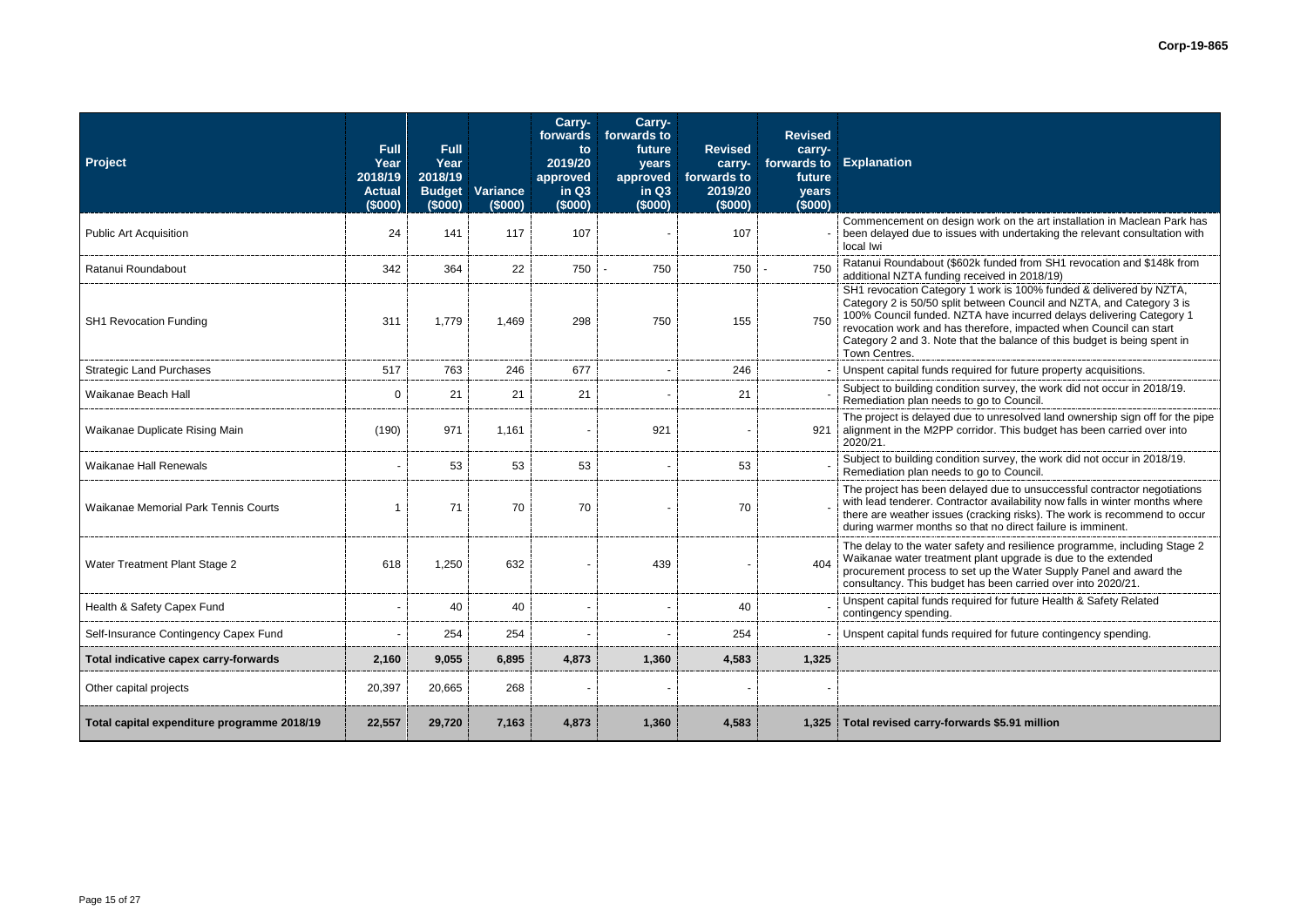| Project | Full Year 2018/19 Actual ($000) | Full Year 2018/19 Budget ($000) | Variance ($000) | Carry-forwards to 2019/20 approved in Q3 ($000) | Carry-forwards to future years approved in Q3 ($000) | Revised carry-forwards to 2019/20 ($000) | Revised carry-forwards to future years ($000) | Explanation |
|---|---|---|---|---|---|---|---|---|
| Public Art Acquisition | 24 | 141 | 117 | 107 | - | 107 | - | Commencement on design work on the art installation in Maclean Park has been delayed due to issues with undertaking the relevant consultation with local Iwi |
| Ratanui Roundabout | 342 | 364 | 22 | 750 | - 750 | 750 | - 750 | Ratanui Roundabout ($602k funded from SH1 revocation and $148k from additional NZTA funding received in 2018/19) |
| SH1 Revocation Funding | 311 | 1,779 | 1,469 | 298 | 750 | 155 | 750 | SH1 revocation Category 1 work is 100% funded & delivered by NZTA, Category 2 is 50/50 split between Council and NZTA, and Category 3 is 100% Council funded. NZTA have incurred delays delivering Category 1 revocation work and has therefore, impacted when Council can start Category 2 and 3. Note that the balance of this budget is being spent in Town Centres. |
| Strategic Land Purchases | 517 | 763 | 246 | 677 | - | 246 | - | Unspent capital funds required for future property acquisitions. |
| Waikanae Beach Hall | 0 | 21 | 21 | 21 | - | 21 | - | Subject to building condition survey, the work did not occur in 2018/19. Remediation plan needs to go to Council. |
| Waikanae Duplicate Rising Main | (190) | 971 | 1,161 | - | 921 | - | 921 | The project is delayed due to unresolved land ownership sign off for the pipe alignment in the M2PP corridor. This budget has been carried over into 2020/21. |
| Waikanae Hall Renewals | - | 53 | 53 | 53 | - | 53 | - | Subject to building condition survey, the work did not occur in 2018/19. Remediation plan needs to go to Council. |
| Waikanae Memorial Park Tennis Courts | 1 | 71 | 70 | 70 | - | 70 | - | The project has been delayed due to unsuccessful contractor negotiations with lead tenderer. Contractor availability now falls in winter months where there are weather issues (cracking risks). The work is recommend to occur during warmer months so that no direct failure is imminent. |
| Water Treatment Plant Stage 2 | 618 | 1,250 | 632 | - | 439 | - | 404 | The delay to the water safety and resilience programme, including Stage 2 Waikanae water treatment plant upgrade is due to the extended procurement process to set up the Water Supply Panel and award the consultancy. This budget has been carried over into 2020/21. |
| Health & Safety Capex Fund | - | 40 | 40 | - | - | 40 | - | Unspent capital funds required for future Health & Safety Related contingency spending. |
| Self-Insurance Contingency Capex Fund | - | 254 | 254 | - | - | 254 | - | Unspent capital funds required for future contingency spending. |
| **Total indicative capex carry-forwards** | **2,160** | **9,055** | **6,895** | **4,873** | **1,360** | **4,583** | **1,325** | |
| Other capital projects | 20,397 | 20,665 | 268 | - | - | - | - | |
| **Total capital expenditure programme 2018/19** | **22,557** | **29,720** | **7,163** | **4,873** | **1,360** | **4,583** | **1,325** | **Total revised carry-forwards $5.91 million** |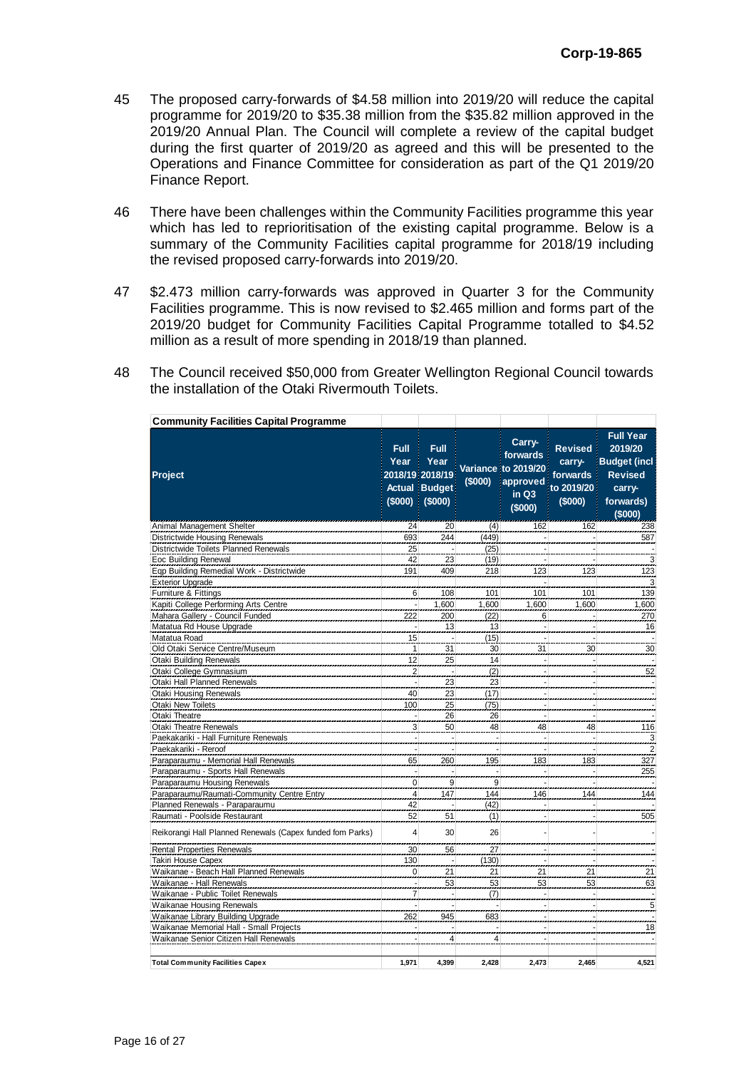45 The proposed carry-forwards of \$4.58 million into 2019/20 will reduce the capital programme for 2019/20 to \$35.38 million from the \$35.82 million approved in the 2019/20 Annual Plan. The Council will complete a review of the capital budget during the first quarter of 2019/20 as agreed and this will be presented to the Operations and Finance Committee for consideration as part of the Q1 2019/20 Finance Report.

46 There have been challenges within the Community Facilities programme this year which has led to reprioritisation of the existing capital programme. Below is a summary of the Community Facilities capital programme for 2018/19 including the revised proposed carry-forwards into 2019/20.

47 \$2.473 million carry-forwards was approved in Quarter 3 for the Community Facilities programme. This is now revised to \$2.465 million and forms part of the 2019/20 budget for Community Facilities Capital Programme totalled to \$4.52 million as a result of more spending in 2018/19 than planned.

48 The Council received \$50,000 from Greater Wellington Regional Council towards the installation of the Otaki Rivermouth Toilets.

**Community Facilities Capital Programme**

| Project | Full Year 2018/19 Actual (\$000) | Full Year 2018/19 Budget (\$000) | Variance (\$000) | Carry-forwards to 2019/20 approved in Q3 (\$000) | Revised carry-forwards to 2019/20 (\$000) | Full Year 2019/20 Budget (incl Revised carry-forwards) (\$000) |
|---|---|---|---|---|---|---|
| Animal Management Shelter | 24 | 20 | (4) | 162 | 162 | 238 |
| Districtwide Housing Renewals | 693 | 244 | (449) | - | - | 587 |
| Districtwide Toilets Planned Renewals | 25 | - | (25) | - | - | - |
| Eoc Building Renewal | 42 | 23 | (19) | - | - | 3 |
| Eqp Building Remedial Work - Districtwide | 191 | 409 | 218 | 123 | 123 | 123 |
| Exterior Upgrade | | | | - | - | 3 |
| Furniture & Fittings | 6 | 108 | 101 | 101 | 101 | 139 |
| Kapiti College Performing Arts Centre | - | 1,600 | 1,600 | 1,600 | 1,600 | 1,600 |
| Mahara Gallery - Council Funded | 222 | 200 | (22) | 6 | - | 270 |
| Matatua Rd House Upgrade | - | 13 | 13 | - | - | 16 |
| Matatua Road | 15 | - | (15) | - | - | - |
| Old Otaki Service Centre/Museum | 1 | 31 | 30 | 31 | 30 | 30 |
| Otaki Building Renewals | 12 | 25 | 14 | - | - | - |
| Otaki College Gymnasium | 2 | - | (2) | - | - | 52 |
| Otaki Hall Planned Renewals | - | 23 | 23 | - | - | - |
| Otaki Housing Renewals | 40 | 23 | (17) | - | - | - |
| Otaki New Toilets | 100 | 25 | (75) | - | - | - |
| Otaki Theatre | - | 26 | 26 | - | - | - |
| Otaki Theatre Renewals | 3 | 50 | 48 | 48 | 48 | 116 |
| Paekakariki - Hall Furniture Renewals | - | - | - | - | - | 3 |
| Paekakariki - Reroof | - | - | - | - | - | 2 |
| Paraparaumu - Memorial Hall Renewals | 65 | 260 | 195 | 183 | 183 | 327 |
| Paraparaumu - Sports Hall Renewals | - | - | - | - | - | 255 |
| Paraparaumu Housing Renewals | 0 | 9 | 9 | - | - | - |
| Paraparaumu/Raumati-Community Centre Entry | 4 | 147 | 144 | 146 | 144 | 144 |
| Planned Renewals - Paraparaumu | 42 | - | (42) | - | - | - |
| Raumati - Poolside Restaurant | 52 | 51 | (1) | - | - | 505 |
| Reikorangi Hall Planned Renewals (Capex funded fom Parks) | 4 | 30 | 26 | - | - | - |
| Rental Properties Renewals | 30 | 56 | 27 | - | - | - |
| Takiri House Capex | 130 | - | (130) | - | - | - |
| Waikanae - Beach Hall Planned Renewals | 0 | 21 | 21 | 21 | 21 | 21 |
| Waikanae - Hall Renewals | - | 53 | 53 | 53 | 53 | 63 |
| Waikanae - Public Toilet Renewals | 7 | - | (7) | - | - | - |
| Waikanae Housing Renewals | - | - | - | - | - | 5 |
| Waikanae Library Building Upgrade | 262 | 945 | 683 | - | - | - |
| Waikanae Memorial Hall - Small Projects | - | - | - | - | - | 18 |
| Waikanae Senior Citizen Hall Renewals | - | 4 | 4 | - | - | - |
| **Total Community Facilities Capex** | **1,971** | **4,399** | **2,428** | **2,473** | **2,465** | **4,521** |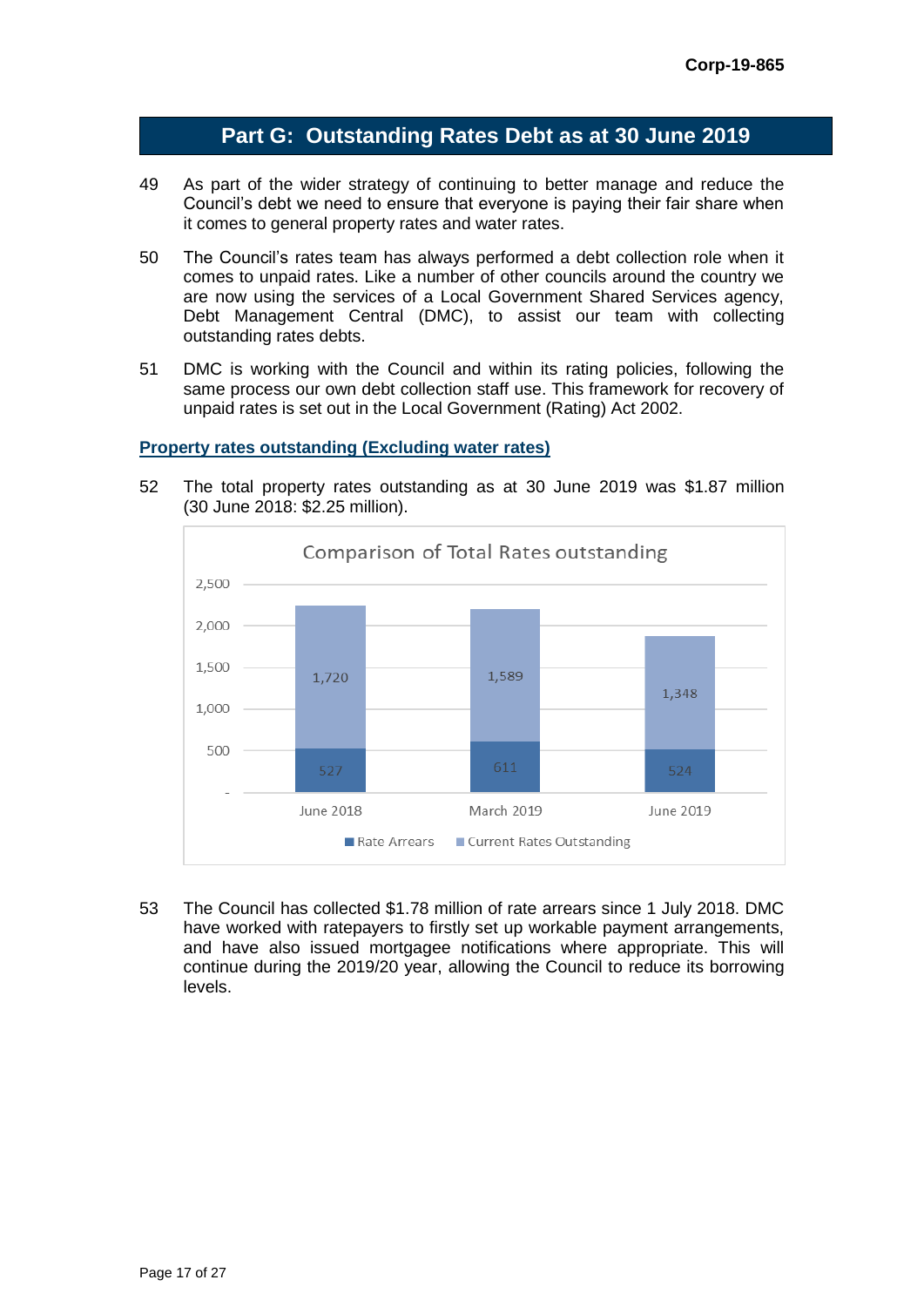## Part G: Outstanding Rates Debt as at 30 June 2019

49 As part of the wider strategy of continuing to better manage and reduce the Council's debt we need to ensure that everyone is paying their fair share when it comes to general property rates and water rates.

50 The Council's rates team has always performed a debt collection role when it comes to unpaid rates. Like a number of other councils around the country we are now using the services of a Local Government Shared Services agency, Debt Management Central (DMC), to assist our team with collecting outstanding rates debts.

51 DMC is working with the Council and within its rating policies, following the same process our own debt collection staff use. This framework for recovery of unpaid rates is set out in the Local Government (Rating) Act 2002.

### Property rates outstanding (Excluding water rates)

52 The total property rates outstanding as at 30 June 2019 was $1.87 million (30 June 2018: $2.25 million).

**Comparison of Total Rates outstanding**

| | June 2018 | March 2019 | June 2019 |
|---|---|---|---|
| Rate Arrears | 527 | 611 | 524 |
| Current Rates Outstanding | 1,720 | 1,589 | 1,348 |

53 The Council has collected $1.78 million of rate arrears since 1 July 2018. DMC have worked with ratepayers to firstly set up workable payment arrangements, and have also issued mortgagee notifications where appropriate. This will continue during the 2019/20 year, allowing the Council to reduce its borrowing levels.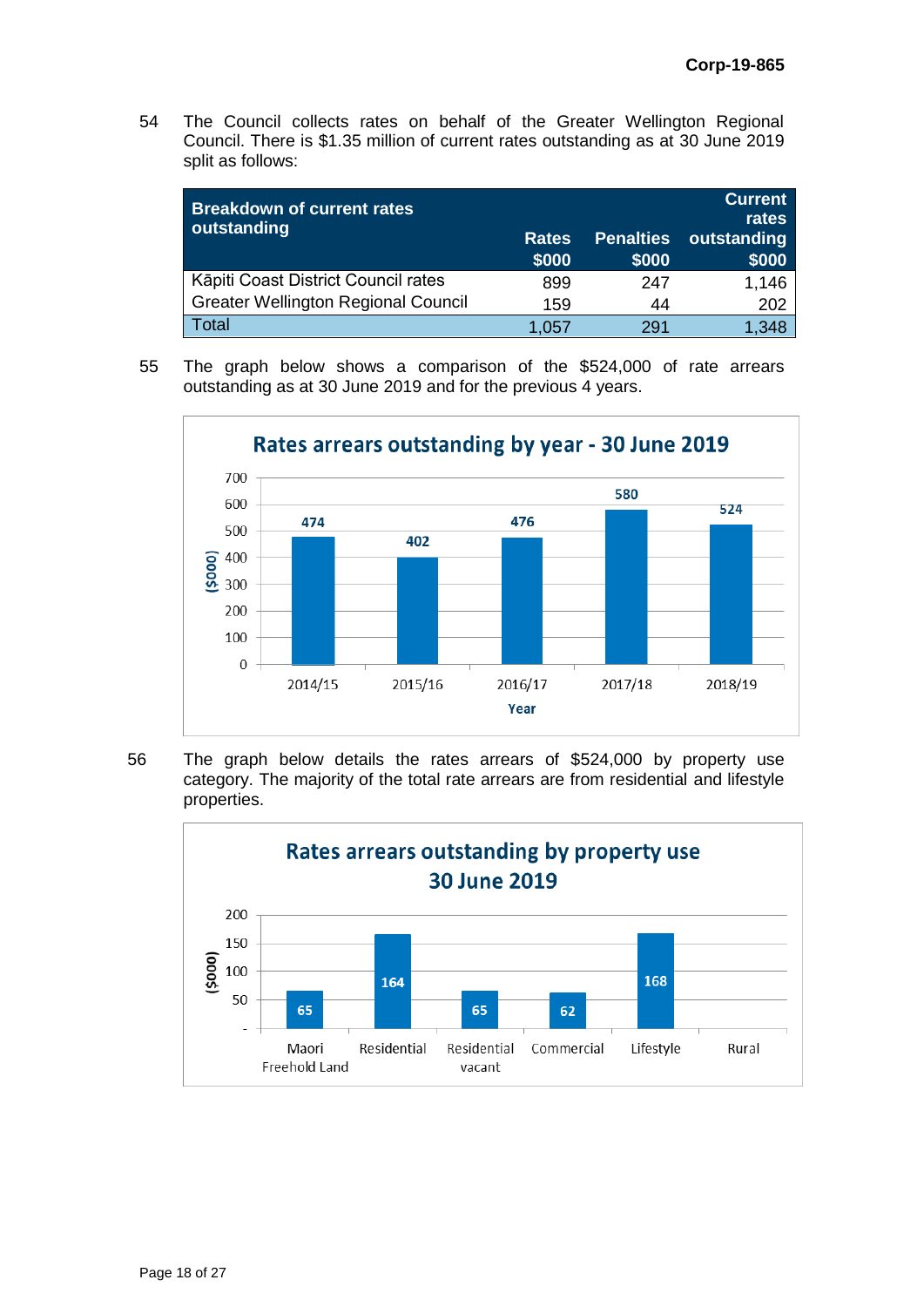54 The Council collects rates on behalf of the Greater Wellington Regional Council. There is $1.35 million of current rates outstanding as at 30 June 2019 split as follows:

| Breakdown of current rates outstanding | Rates $000 | Penalties $000 | Current rates outstanding $000 |
|---|---|---|---|
| Kāpiti Coast District Council rates | 899 | 247 | 1,146 |
| Greater Wellington Regional Council | 159 | 44 | 202 |
| Total | 1,057 | 291 | 1,348 |

55 The graph below shows a comparison of the $524,000 of rate arrears outstanding as at 30 June 2019 and for the previous 4 years.

**Rates arrears outstanding by year - 30 June 2019**

| Year | ($000) |
|---|---|
| 2014/15 | 474 |
| 2015/16 | 402 |
| 2016/17 | 476 |
| 2017/18 | 580 |
| 2018/19 | 524 |

56 The graph below details the rates arrears of $524,000 by property use category. The majority of the total rate arrears are from residential and lifestyle properties.

**Rates arrears outstanding by property use 30 June 2019**

| Property use | ($000) |
|---|---|
| Maori Freehold Land | 65 |
| Residential | 164 |
| Residential vacant | 65 |
| Commercial | 62 |
| Lifestyle | 168 |
| Rural | |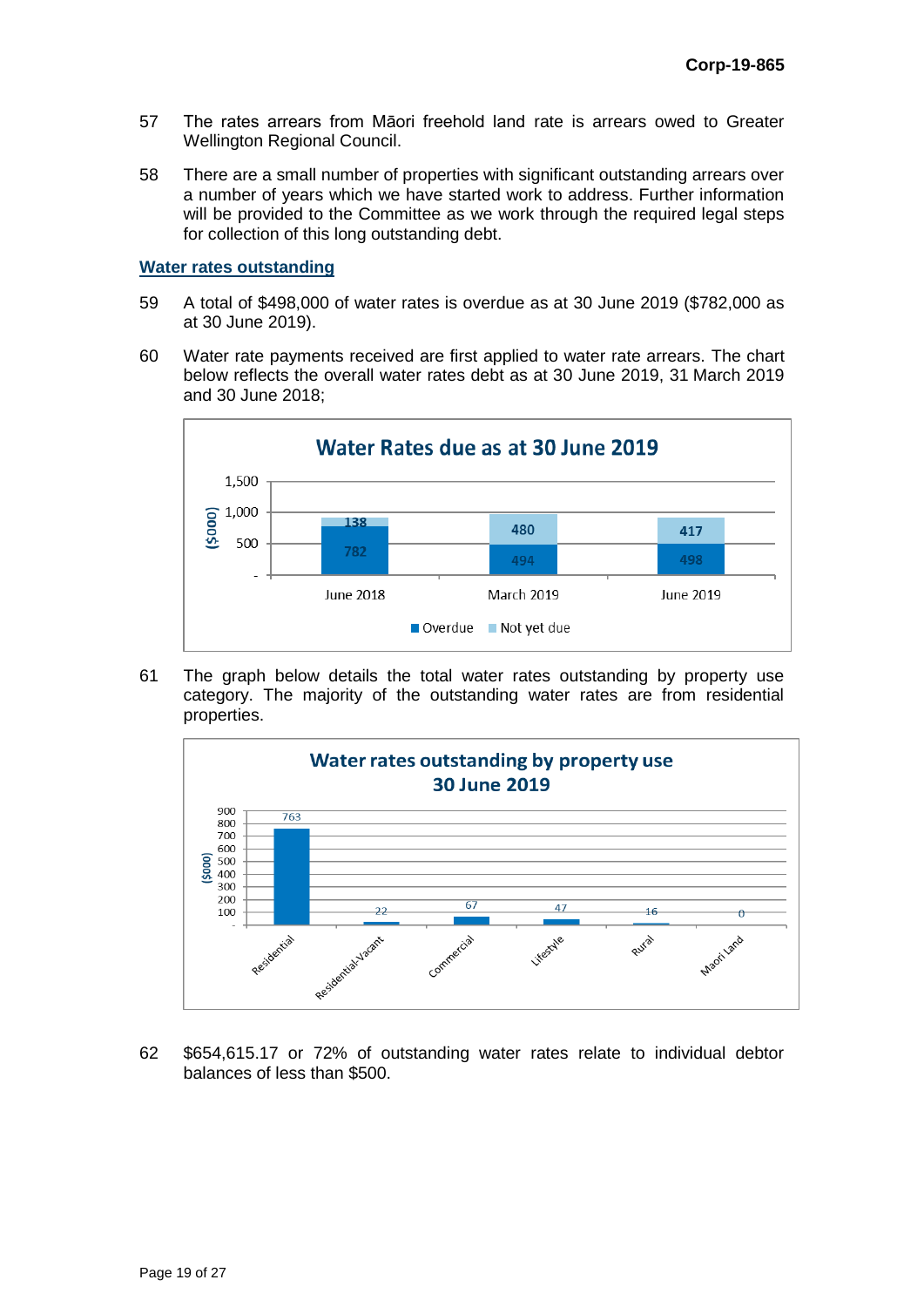57 The rates arrears from Māori freehold land rate is arrears owed to Greater Wellington Regional Council.

58 There are a small number of properties with significant outstanding arrears over a number of years which we have started work to address. Further information will be provided to the Committee as we work through the required legal steps for collection of this long outstanding debt.

## Water rates outstanding

59 A total of $498,000 of water rates is overdue as at 30 June 2019 ($782,000 as at 30 June 2019).

60 Water rate payments received are first applied to water rate arrears. The chart below reflects the overall water rates debt as at 30 June 2019, 31 March 2019 and 30 June 2018;

**Water Rates due as at 30 June 2019**

| ($000) | June 2018 | March 2019 | June 2019 |
|---|---|---|---|
| Overdue | 782 | 494 | 498 |
| Not yet due | 138 | 480 | 417 |

61 The graph below details the total water rates outstanding by property use category. The majority of the outstanding water rates are from residential properties.

**Water rates outstanding by property use 30 June 2019**

| Property use | ($000) |
|---|---|
| Residential | 763 |
| Residential-Vacant | 22 |
| Commercial | 67 |
| Lifestyle | 47 |
| Rural | 16 |
| Maori Land | 0 |

62 $654,615.17 or 72% of outstanding water rates relate to individual debtor balances of less than $500.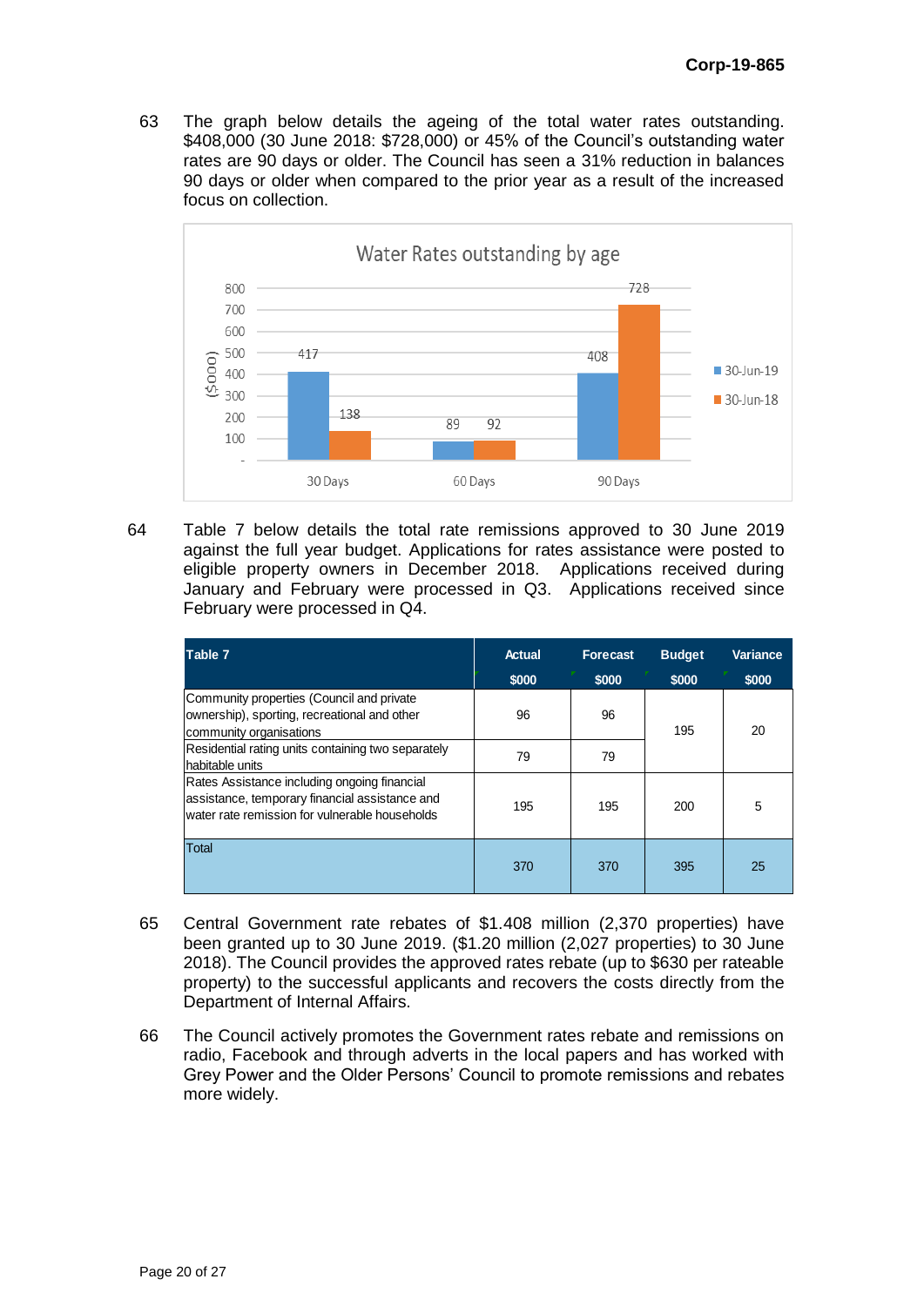63 The graph below details the ageing of the total water rates outstanding. $408,000 (30 June 2018: $728,000) or 45% of the Council's outstanding water rates are 90 days or older. The Council has seen a 31% reduction in balances 90 days or older when compared to the prior year as a result of the increased focus on collection.

**Water Rates outstanding by age**

| ($000) | 30-Jun-19 | 30-Jun-18 |
|---|---|---|
| 30 Days | 417 | 138 |
| 60 Days | 89 | 92 |
| 90 Days | 408 | 728 |

64 Table 7 below details the total rate remissions approved to 30 June 2019 against the full year budget. Applications for rates assistance were posted to eligible property owners in December 2018. Applications received during January and February were processed in Q3. Applications received since February were processed in Q4.

| Table 7 | Actual $000 | Forecast $000 | Budget $000 | Variance $000 |
|---|---|---|---|---|
| Community properties (Council and private ownership), sporting, recreational and other community organisations | 96 | 96 | 195 | 20 |
| Residential rating units containing two separately habitable units | 79 | 79 | | |
| Rates Assistance including ongoing financial assistance, temporary financial assistance and water rate remission for vulnerable households | 195 | 195 | 200 | 5 |
| Total | 370 | 370 | 395 | 25 |

65 Central Government rate rebates of $1.408 million (2,370 properties) have been granted up to 30 June 2019. ($1.20 million (2,027 properties) to 30 June 2018). The Council provides the approved rates rebate (up to $630 per rateable property) to the successful applicants and recovers the costs directly from the Department of Internal Affairs.

66 The Council actively promotes the Government rates rebate and remissions on radio, Facebook and through adverts in the local papers and has worked with Grey Power and the Older Persons' Council to promote remissions and rebates more widely.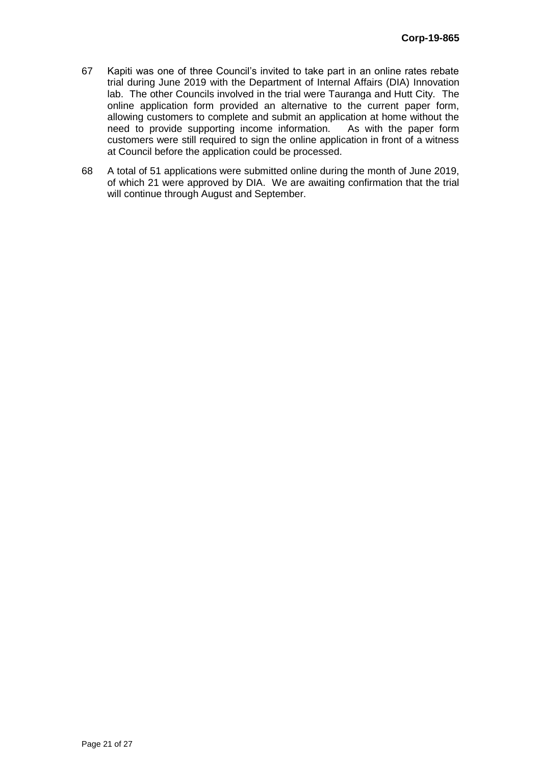67 Kapiti was one of three Council's invited to take part in an online rates rebate trial during June 2019 with the Department of Internal Affairs (DIA) Innovation lab. The other Councils involved in the trial were Tauranga and Hutt City. The online application form provided an alternative to the current paper form, allowing customers to complete and submit an application at home without the need to provide supporting income information. As with the paper form customers were still required to sign the online application in front of a witness at Council before the application could be processed.

68 A total of 51 applications were submitted online during the month of June 2019, of which 21 were approved by DIA. We are awaiting confirmation that the trial will continue through August and September.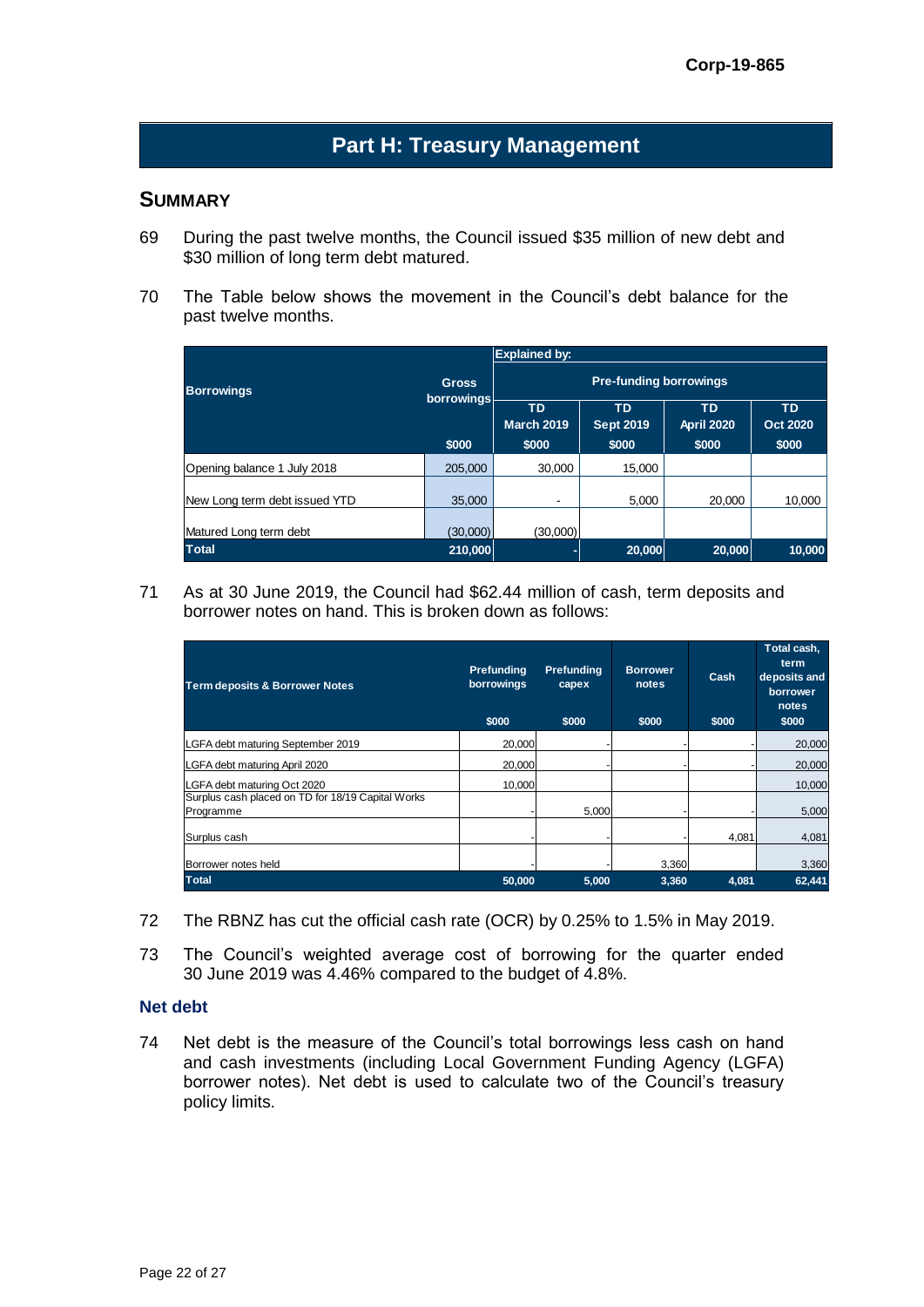Corp-19-865

# Part H: Treasury Management

## SUMMARY

69 During the past twelve months, the Council issued $35 million of new debt and $30 million of long term debt matured.

70 The Table below shows the movement in the Council's debt balance for the past twelve months.

| Borrowings | Gross borrowings | Explained by: | | | |
|---|---|---|---|---|---|
| | | Pre-funding borrowings | | | |
| | | TD March 2019 | TD Sept 2019 | TD April 2020 | TD Oct 2020 |
| | $000 | $000 | $000 | $000 | $000 |
| Opening balance 1 July 2018 | 205,000 | 30,000 | 15,000 | | |
| New Long term debt issued YTD | 35,000 | - | 5,000 | 20,000 | 10,000 |
| Matured Long term debt | (30,000) | (30,000) | | | |
| **Total** | **210,000** | **-** | **20,000** | **20,000** | **10,000** |

71 As at 30 June 2019, the Council had $62.44 million of cash, term deposits and borrower notes on hand. This is broken down as follows:

| Term deposits & Borrower Notes | Prefunding borrowings | Prefunding capex | Borrower notes | Cash | Total cash, term deposits and borrower notes |
|---|---|---|---|---|---|
| | $000 | $000 | $000 | $000 | $000 |
| LGFA debt maturing September 2019 | 20,000 | - | - | - | 20,000 |
| LGFA debt maturing April 2020 | 20,000 | - | - | - | 20,000 |
| LGFA debt maturing Oct 2020 | 10,000 | | | | 10,000 |
| Surplus cash placed on TD for 18/19 Capital Works Programme | - | 5,000 | - | - | 5,000 |
| Surplus cash | - | - | - | 4,081 | 4,081 |
| Borrower notes held | - | - | 3,360 | | 3,360 |
| **Total** | **50,000** | **5,000** | **3,360** | **4,081** | **62,441** |

72 The RBNZ has cut the official cash rate (OCR) by 0.25% to 1.5% in May 2019.

73 The Council's weighted average cost of borrowing for the quarter ended 30 June 2019 was 4.46% compared to the budget of 4.8%.

### Net debt

74 Net debt is the measure of the Council's total borrowings less cash on hand and cash investments (including Local Government Funding Agency (LGFA) borrower notes). Net debt is used to calculate two of the Council's treasury policy limits.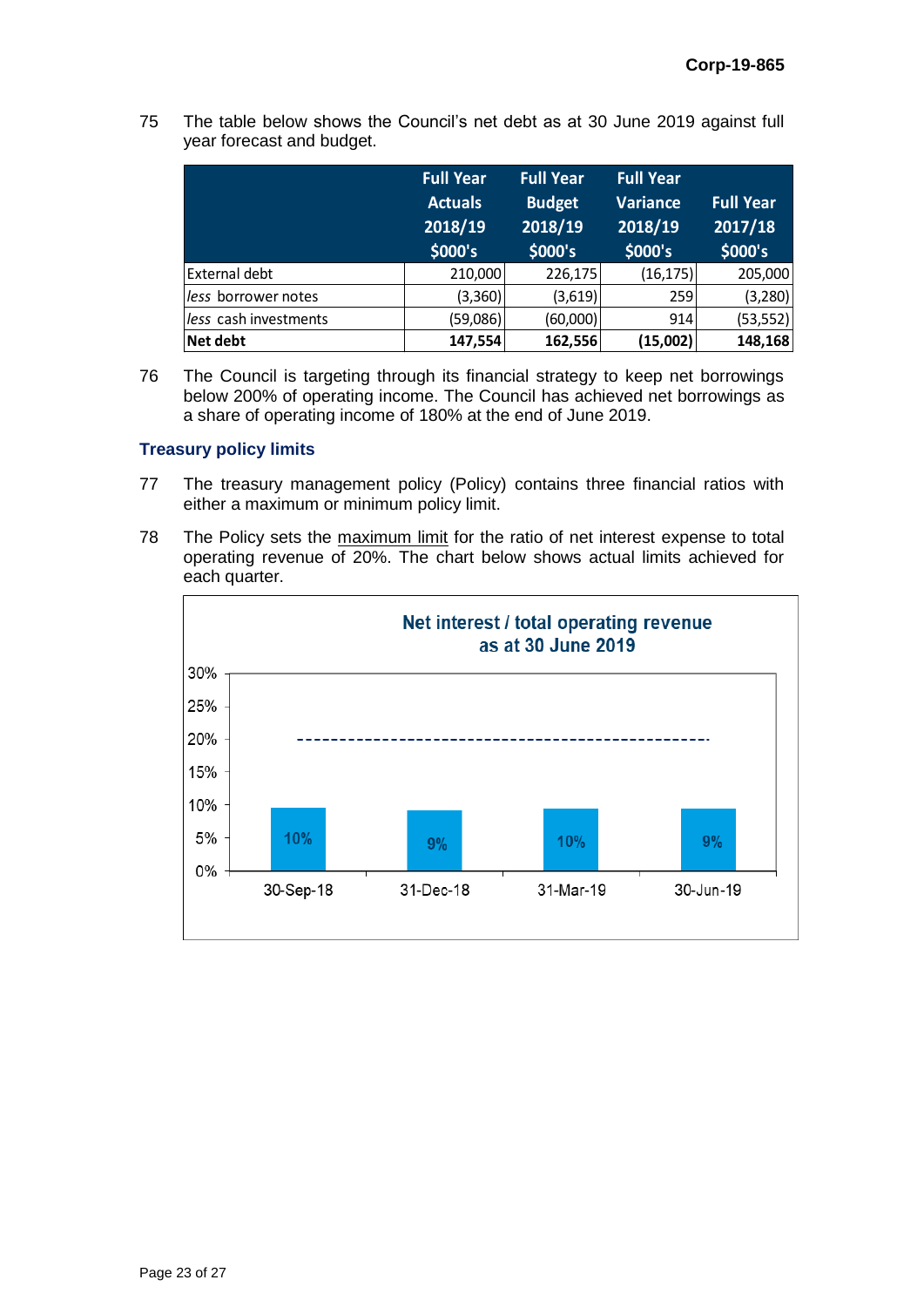75 The table below shows the Council's net debt as at 30 June 2019 against full year forecast and budget.

| | Full Year Actuals 2018/19 $000's | Full Year Budget 2018/19 $000's | Full Year Variance 2018/19 $000's | Full Year 2017/18 $000's |
|---|---|---|---|---|
| External debt | 210,000 | 226,175 | (16,175) | 205,000 |
| *less* borrower notes | (3,360) | (3,619) | 259 | (3,280) |
| *less* cash investments | (59,086) | (60,000) | 914 | (53,552) |
| **Net debt** | **147,554** | **162,556** | **(15,002)** | **148,168** |

76 The Council is targeting through its financial strategy to keep net borrowings below 200% of operating income. The Council has achieved net borrowings as a share of operating income of 180% at the end of June 2019.

### Treasury policy limits

77 The treasury management policy (Policy) contains three financial ratios with either a maximum or minimum policy limit.

78 The Policy sets the maximum limit for the ratio of net interest expense to total operating revenue of 20%. The chart below shows actual limits achieved for each quarter.

**Net interest / total operating revenue as at 30 June 2019**

| Quarter | Net interest / total operating revenue |
|---|---|
| 30-Sep-18 | 10% |
| 31-Dec-18 | 9% |
| 31-Mar-19 | 10% |
| 30-Jun-19 | 9% |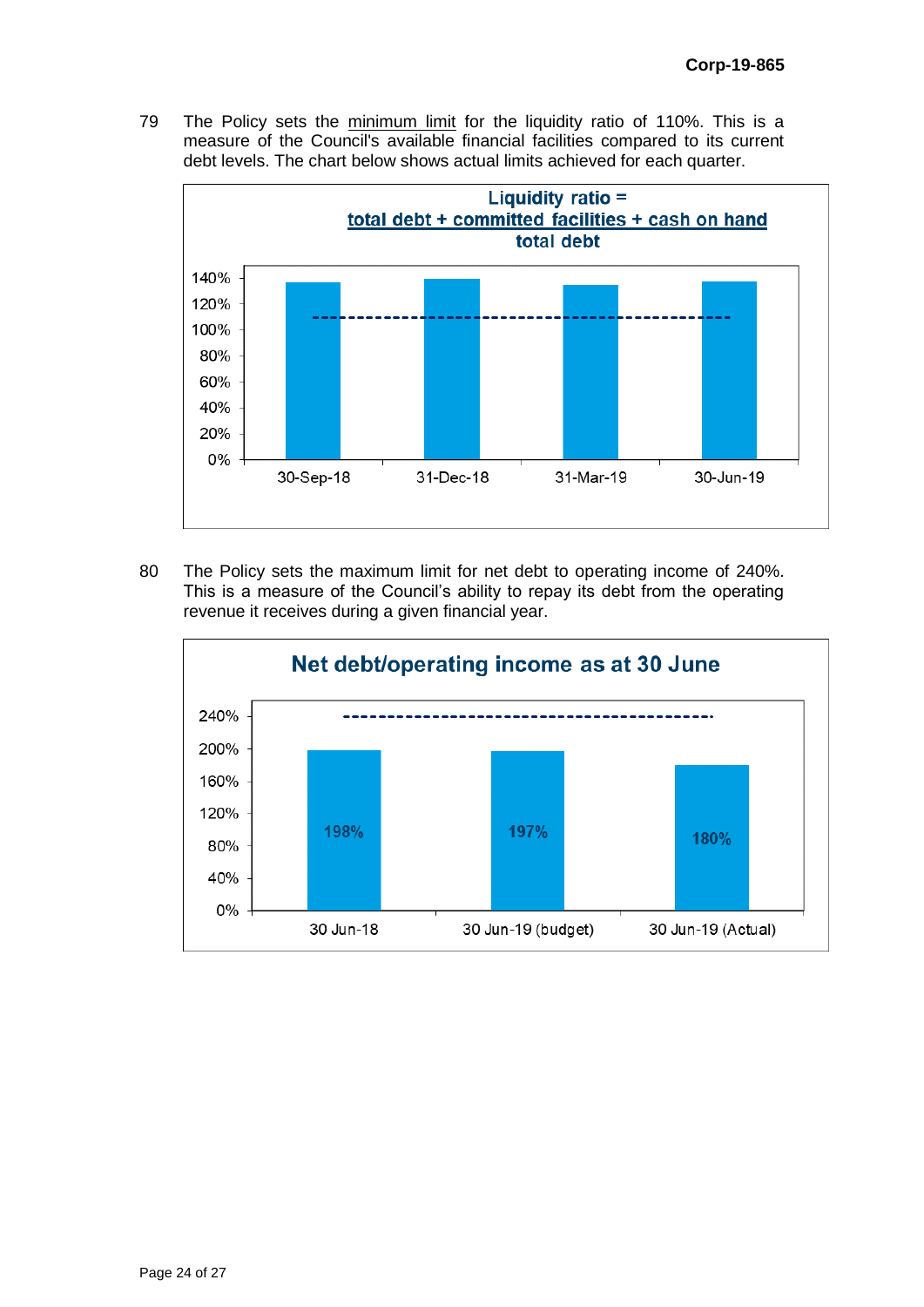79 The Policy sets the minimum limit for the liquidity ratio of 110%. This is a measure of the Council's available financial facilities compared to its current debt levels. The chart below shows actual limits achieved for each quarter.

**Liquidity ratio =**

$$\frac{\text{total debt + committed facilities + cash on hand}}{\text{total debt}}$$

80 The Policy sets the maximum limit for net debt to operating income of 240%. This is a measure of the Council's ability to repay its debt from the operating revenue it receives during a given financial year.

**Net debt/operating income as at 30 June**

| 30 Jun-18 | 30 Jun-19 (budget) | 30 Jun-19 (Actual) |
|---|---|---|
| 198% | 197% | 180% |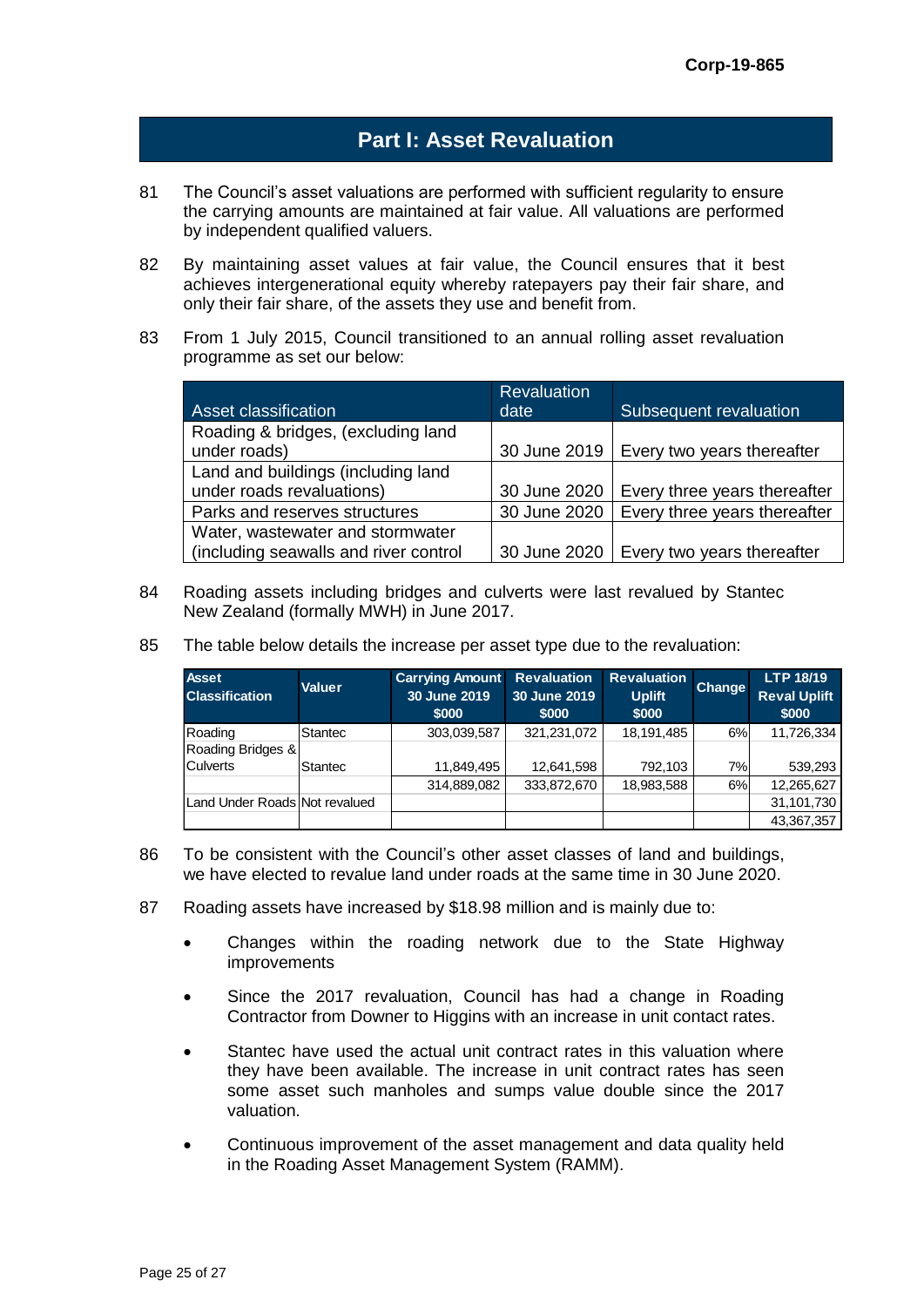## Part I: Asset Revaluation

81 The Council's asset valuations are performed with sufficient regularity to ensure the carrying amounts are maintained at fair value. All valuations are performed by independent qualified valuers.

82 By maintaining asset values at fair value, the Council ensures that it best achieves intergenerational equity whereby ratepayers pay their fair share, and only their fair share, of the assets they use and benefit from.

83 From 1 July 2015, Council transitioned to an annual rolling asset revaluation programme as set our below:

| Asset classification | Revaluation date | Subsequent revaluation |
|---|---|---|
| Roading & bridges, (excluding land under roads) | 30 June 2019 | Every two years thereafter |
| Land and buildings (including land under roads revaluations) | 30 June 2020 | Every three years thereafter |
| Parks and reserves structures | 30 June 2020 | Every three years thereafter |
| Water, wastewater and stormwater (including seawalls and river control | 30 June 2020 | Every two years thereafter |

84 Roading assets including bridges and culverts were last revalued by Stantec New Zealand (formally MWH) in June 2017.

85 The table below details the increase per asset type due to the revaluation:

| Asset Classification | Valuer | Carrying Amount 30 June 2019 $000 | Revaluation 30 June 2019 $000 | Revaluation Uplift $000 | Change | LTP 18/19 Reval Uplift $000 |
|---|---|---|---|---|---|---|
| Roading | Stantec | 303,039,587 | 321,231,072 | 18,191,485 | 6% | 11,726,334 |
| Roading Bridges & Culverts | Stantec | 11,849,495 | 12,641,598 | 792,103 | 7% | 539,293 |
| | | 314,889,082 | 333,872,670 | 18,983,588 | 6% | 12,265,627 |
| Land Under Roads | Not revalued | | | | | 31,101,730 |
| | | | | | | 43,367,357 |

86 To be consistent with the Council's other asset classes of land and buildings, we have elected to revalue land under roads at the same time in 30 June 2020.

87 Roading assets have increased by $18.98 million and is mainly due to:

- Changes within the roading network due to the State Highway improvements
- Since the 2017 revaluation, Council has had a change in Roading Contractor from Downer to Higgins with an increase in unit contact rates.
- Stantec have used the actual unit contract rates in this valuation where they have been available. The increase in unit contract rates has seen some asset such manholes and sumps value double since the 2017 valuation.
- Continuous improvement of the asset management and data quality held in the Roading Asset Management System (RAMM).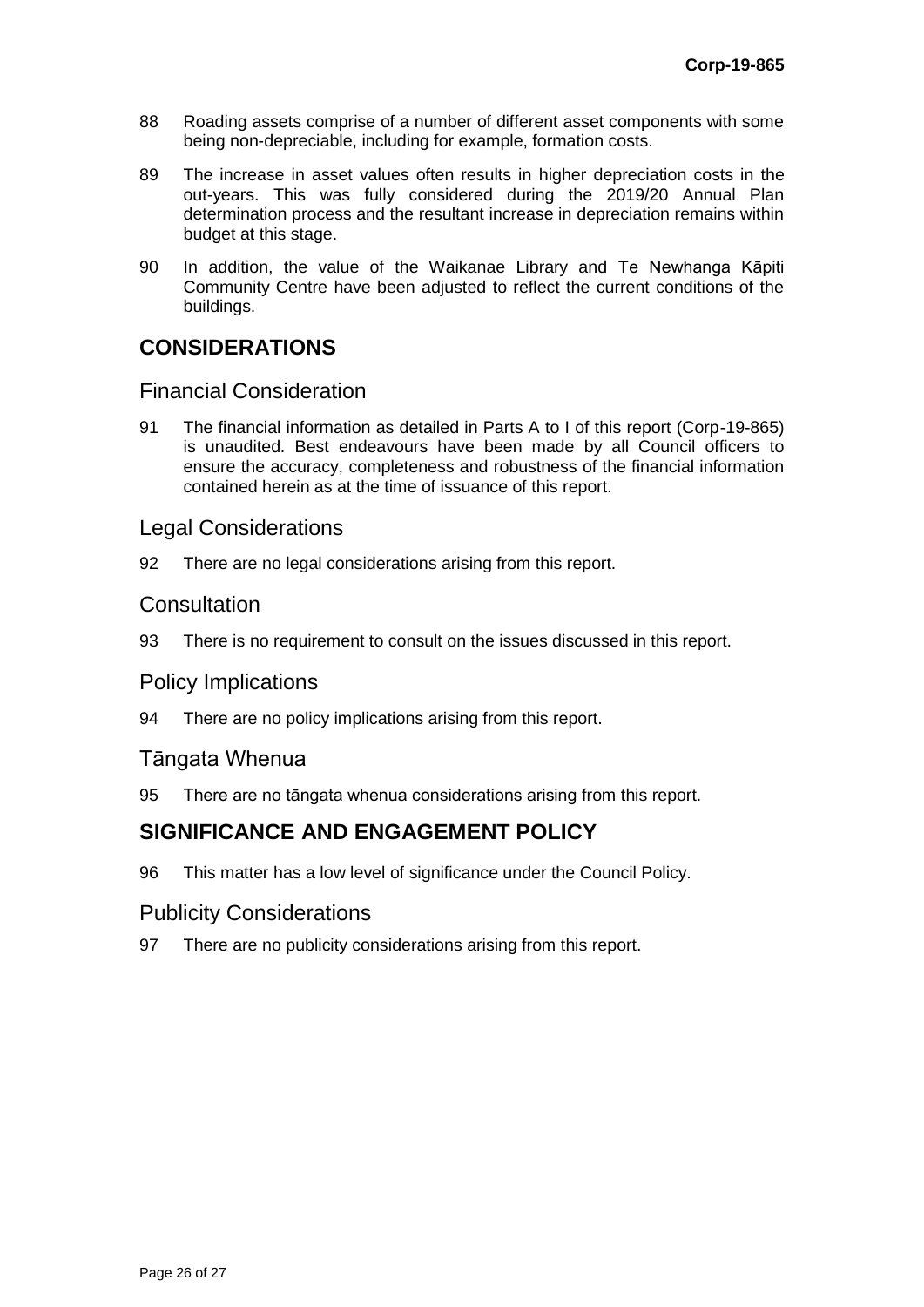88 Roading assets comprise of a number of different asset components with some being non-depreciable, including for example, formation costs.

89 The increase in asset values often results in higher depreciation costs in the out-years. This was fully considered during the 2019/20 Annual Plan determination process and the resultant increase in depreciation remains within budget at this stage.

90 In addition, the value of the Waikanae Library and Te Newhanga Kāpiti Community Centre have been adjusted to reflect the current conditions of the buildings.

## CONSIDERATIONS

### Financial Consideration

91 The financial information as detailed in Parts A to I of this report (Corp-19-865) is unaudited. Best endeavours have been made by all Council officers to ensure the accuracy, completeness and robustness of the financial information contained herein as at the time of issuance of this report.

### Legal Considerations

92 There are no legal considerations arising from this report.

### Consultation

93 There is no requirement to consult on the issues discussed in this report.

### Policy Implications

94 There are no policy implications arising from this report.

### Tāngata Whenua

95 There are no tāngata whenua considerations arising from this report.

## SIGNIFICANCE AND ENGAGEMENT POLICY

96 This matter has a low level of significance under the Council Policy.

### Publicity Considerations

97 There are no publicity considerations arising from this report.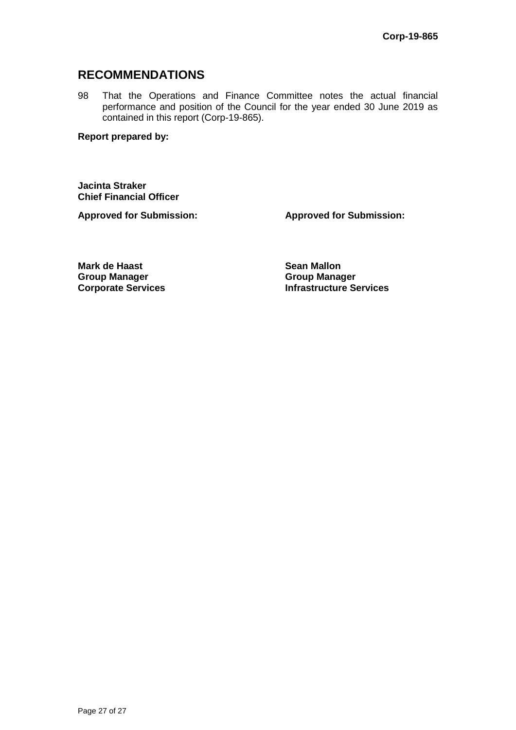## RECOMMENDATIONS

98 That the Operations and Finance Committee notes the actual financial performance and position of the Council for the year ended 30 June 2019 as contained in this report (Corp-19-865).

**Report prepared by:**

**Jacinta Straker**
**Chief Financial Officer**

**Approved for Submission:**

**Mark de Haast**
**Group Manager**
**Corporate Services**

**Approved for Submission:**

**Sean Mallon**
**Group Manager**
**Infrastructure Services**